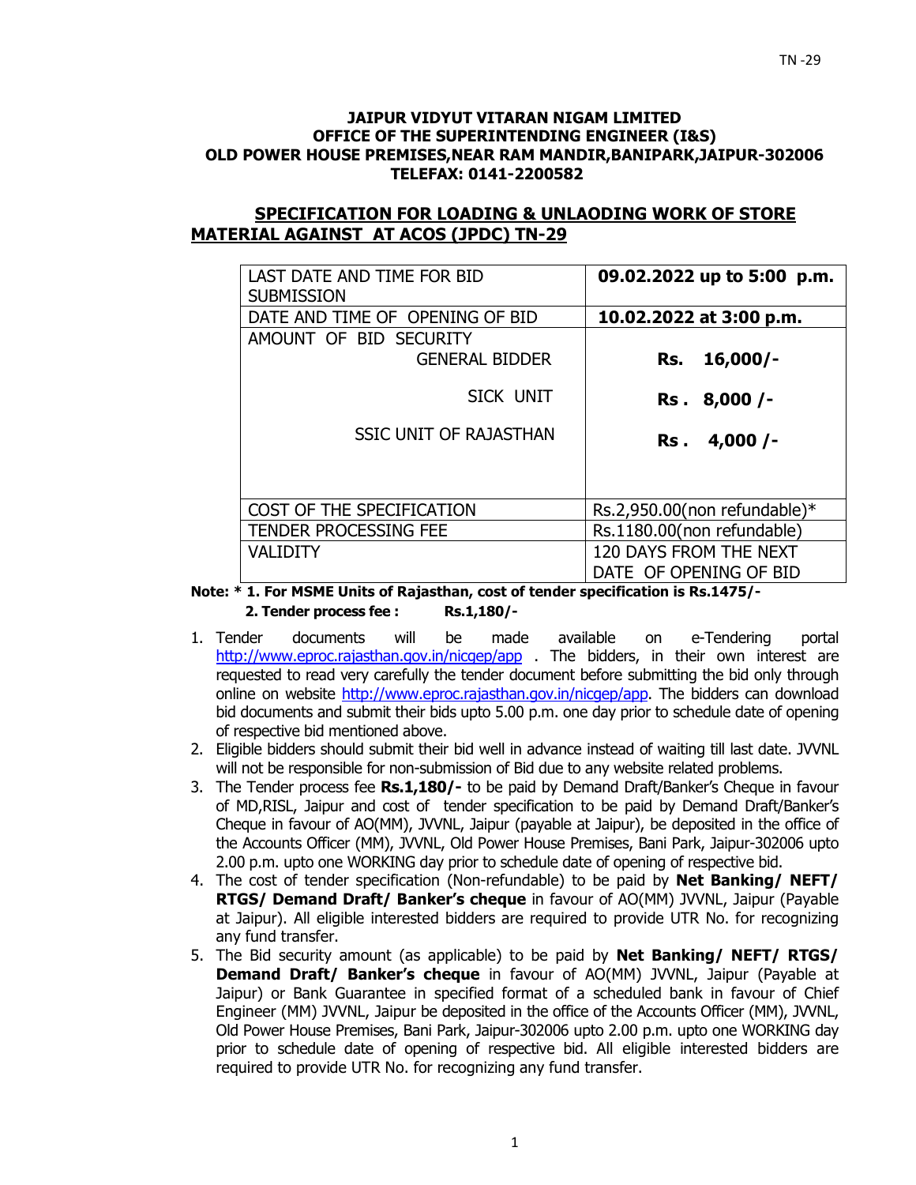**JAIPUR VIDYUT VITARAN NIGAM LIMITED**
**OFFICE OF THE SUPERINTENDING ENGINEER (I&S)**
**OLD POWER HOUSE PREMISES,NEAR RAM MANDIR,BANIPARK,JAIPUR-302006**
**TELEFAX: 0141-2200582**

## SPECIFICATION FOR LOADING & UNLAODING WORK OF STORE MATERIAL AGAINST AT ACOS (JPDC) TN-29

| | |
|---|---|
| LAST DATE AND TIME FOR BID SUBMISSION | **09.02.2022 up to 5:00 p.m.** |
| DATE AND TIME OF OPENING OF BID | **10.02.2022 at 3:00 p.m.** |
| AMOUNT OF BID SECURITY<br>GENERAL BIDDER<br>SICK UNIT<br>SSIC UNIT OF RAJASTHAN | <br>**Rs. 16,000/-**<br>**Rs . 8,000 /-**<br>**Rs . 4,000 /-** |
| COST OF THE SPECIFICATION | Rs.2,950.00(non refundable)* |
| TENDER PROCESSING FEE | Rs.1180.00(non refundable) |
| VALIDITY | 120 DAYS FROM THE NEXT DATE OF OPENING OF BID |

**Note: * 1. For MSME Units of Rajasthan, cost of tender specification is Rs.1475/-**
**2. Tender process fee : Rs.1,180/-**

1. Tender documents will be made available on e-Tendering portal http://www.eproc.rajasthan.gov.in/nicgep/app . The bidders, in their own interest are requested to read very carefully the tender document before submitting the bid only through online on website http://www.eproc.rajasthan.gov.in/nicgep/app. The bidders can download bid documents and submit their bids upto 5.00 p.m. one day prior to schedule date of opening of respective bid mentioned above.
2. Eligible bidders should submit their bid well in advance instead of waiting till last date. JVVNL will not be responsible for non-submission of Bid due to any website related problems.
3. The Tender process fee **Rs.1,180/-** to be paid by Demand Draft/Banker's Cheque in favour of MD,RISL, Jaipur and cost of tender specification to be paid by Demand Draft/Banker's Cheque in favour of AO(MM), JVVNL, Jaipur (payable at Jaipur), be deposited in the office of the Accounts Officer (MM), JVVNL, Old Power House Premises, Bani Park, Jaipur-302006 upto 2.00 p.m. upto one WORKING day prior to schedule date of opening of respective bid.
4. The cost of tender specification (Non-refundable) to be paid by **Net Banking/ NEFT/ RTGS/ Demand Draft/ Banker's cheque** in favour of AO(MM) JVVNL, Jaipur (Payable at Jaipur). All eligible interested bidders are required to provide UTR No. for recognizing any fund transfer.
5. The Bid security amount (as applicable) to be paid by **Net Banking/ NEFT/ RTGS/ Demand Draft/ Banker's cheque** in favour of AO(MM) JVVNL, Jaipur (Payable at Jaipur) or Bank Guarantee in specified format of a scheduled bank in favour of Chief Engineer (MM) JVVNL, Jaipur be deposited in the office of the Accounts Officer (MM), JVVNL, Old Power House Premises, Bani Park, Jaipur-302006 upto 2.00 p.m. upto one WORKING day prior to schedule date of opening of respective bid. All eligible interested bidders are required to provide UTR No. for recognizing any fund transfer.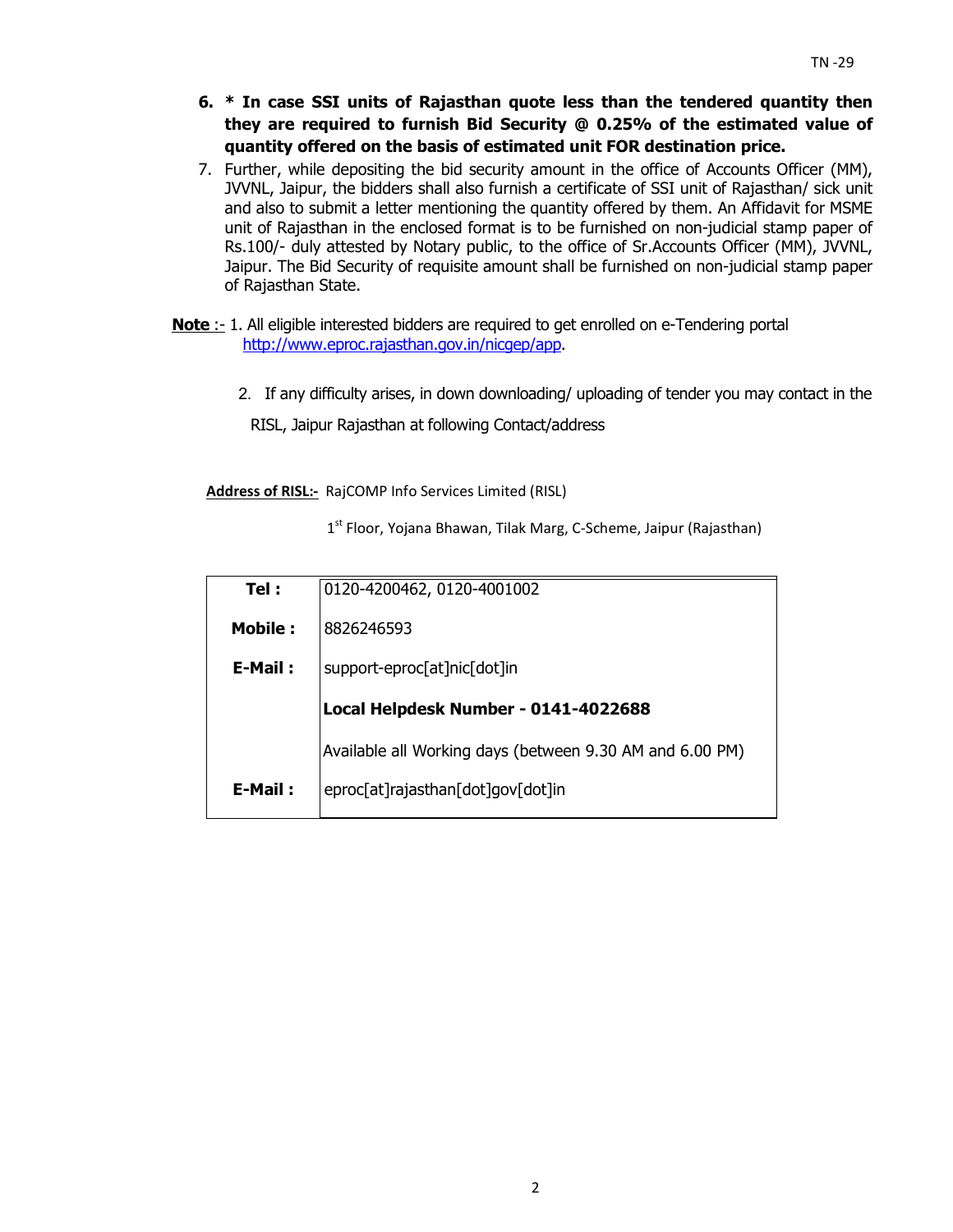6. **\* In case SSI units of Rajasthan quote less than the tendered quantity then they are required to furnish Bid Security @ 0.25% of the estimated value of quantity offered on the basis of estimated unit FOR destination price.**
7. Further, while depositing the bid security amount in the office of Accounts Officer (MM), JVVNL, Jaipur, the bidders shall also furnish a certificate of SSI unit of Rajasthan/ sick unit and also to submit a letter mentioning the quantity offered by them. An Affidavit for MSME unit of Rajasthan in the enclosed format is to be furnished on non-judicial stamp paper of Rs.100/- duly attested by Notary public, to the office of Sr.Accounts Officer (MM), JVVNL, Jaipur. The Bid Security of requisite amount shall be furnished on non-judicial stamp paper of Rajasthan State.

**Note** :- 1. All eligible interested bidders are required to get enrolled on e-Tendering portal http://www.eproc.rajasthan.gov.in/nicgep/app.

2. If any difficulty arises, in down downloading/ uploading of tender you may contact in the RISL, Jaipur Rajasthan at following Contact/address

**Address of RISL:-** RajCOMP Info Services Limited (RISL)

1st Floor, Yojana Bhawan, Tilak Marg, C-Scheme, Jaipur (Rajasthan)

| | |
|---|---|
| **Tel :** | 0120-4200462, 0120-4001002 |
| **Mobile :** | 8826246593 |
| **E-Mail :** | support-eproc[at]nic[dot]in |
| | **Local Helpdesk Number - 0141-4022688** |
| | Available all Working days (between 9.30 AM and 6.00 PM) |
| **E-Mail :** | eproc[at]rajasthan[dot]gov[dot]in |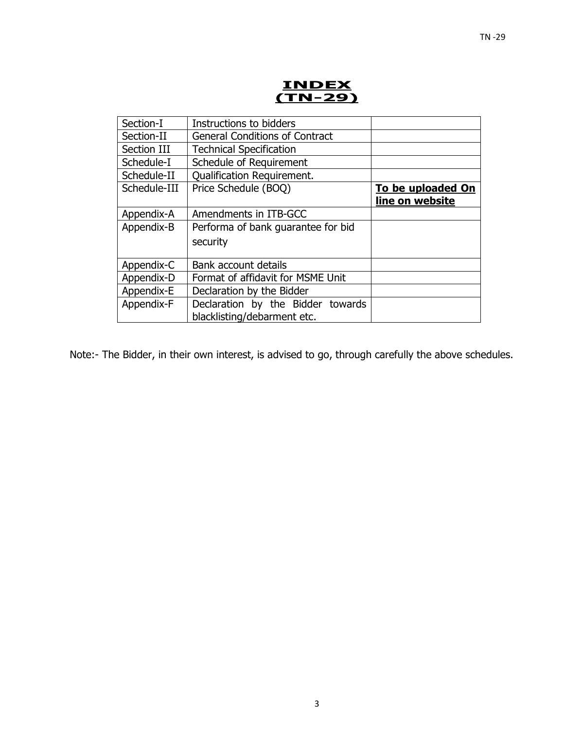# INDEX
# (TN-29)

| | | |
|---|---|---|
| Section-I | Instructions to bidders | |
| Section-II | General Conditions of Contract | |
| Section III | Technical Specification | |
| Schedule-I | Schedule of Requirement | |
| Schedule-II | Qualification Requirement. | |
| Schedule-III | Price Schedule (BOQ) | **To be uploaded On line on website** |
| Appendix-A | Amendments in ITB-GCC | |
| Appendix-B | Performa of bank guarantee for bid security | |
| Appendix-C | Bank account details | |
| Appendix-D | Format of affidavit for MSME Unit | |
| Appendix-E | Declaration by the Bidder | |
| Appendix-F | Declaration by the Bidder towards blacklisting/debarment etc. | |

Note:- The Bidder, in their own interest, is advised to go, through carefully the above schedules.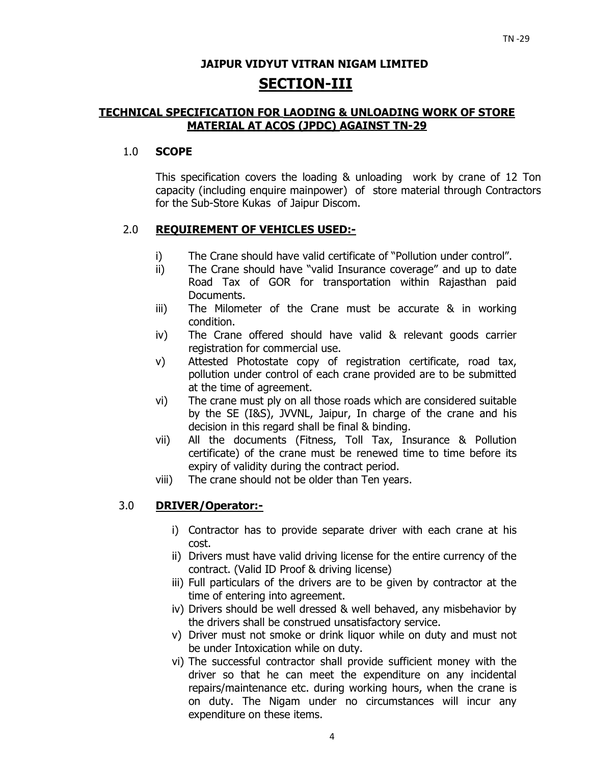**JAIPUR VIDYUT VITRAN NIGAM LIMITED**

# SECTION-III

## TECHNICAL SPECIFICATION FOR LAODING & UNLOADING WORK OF STORE MATERIAL AT ACOS (JPDC) AGAINST TN-29

### 1.0 SCOPE

This specification covers the loading & unloading work by crane of 12 Ton capacity (including enquire mainpower) of store material through Contractors for the Sub-Store Kukas of Jaipur Discom.

### 2.0 REQUIREMENT OF VEHICLES USED:-

i) The Crane should have valid certificate of "Pollution under control".

ii) The Crane should have "valid Insurance coverage" and up to date Road Tax of GOR for transportation within Rajasthan paid Documents.

iii) The Milometer of the Crane must be accurate & in working condition.

iv) The Crane offered should have valid & relevant goods carrier registration for commercial use.

v) Attested Photostate copy of registration certificate, road tax, pollution under control of each crane provided are to be submitted at the time of agreement.

vi) The crane must ply on all those roads which are considered suitable by the SE (I&S), JVVNL, Jaipur, In charge of the crane and his decision in this regard shall be final & binding.

vii) All the documents (Fitness, Toll Tax, Insurance & Pollution certificate) of the crane must be renewed time to time before its expiry of validity during the contract period.

viii) The crane should not be older than Ten years.

### 3.0 DRIVER/Operator:-

i) Contractor has to provide separate driver with each crane at his cost.

ii) Drivers must have valid driving license for the entire currency of the contract. (Valid ID Proof & driving license)

iii) Full particulars of the drivers are to be given by contractor at the time of entering into agreement.

iv) Drivers should be well dressed & well behaved, any misbehavior by the drivers shall be construed unsatisfactory service.

v) Driver must not smoke or drink liquor while on duty and must not be under Intoxication while on duty.

vi) The successful contractor shall provide sufficient money with the driver so that he can meet the expenditure on any incidental repairs/maintenance etc. during working hours, when the crane is on duty. The Nigam under no circumstances will incur any expenditure on these items.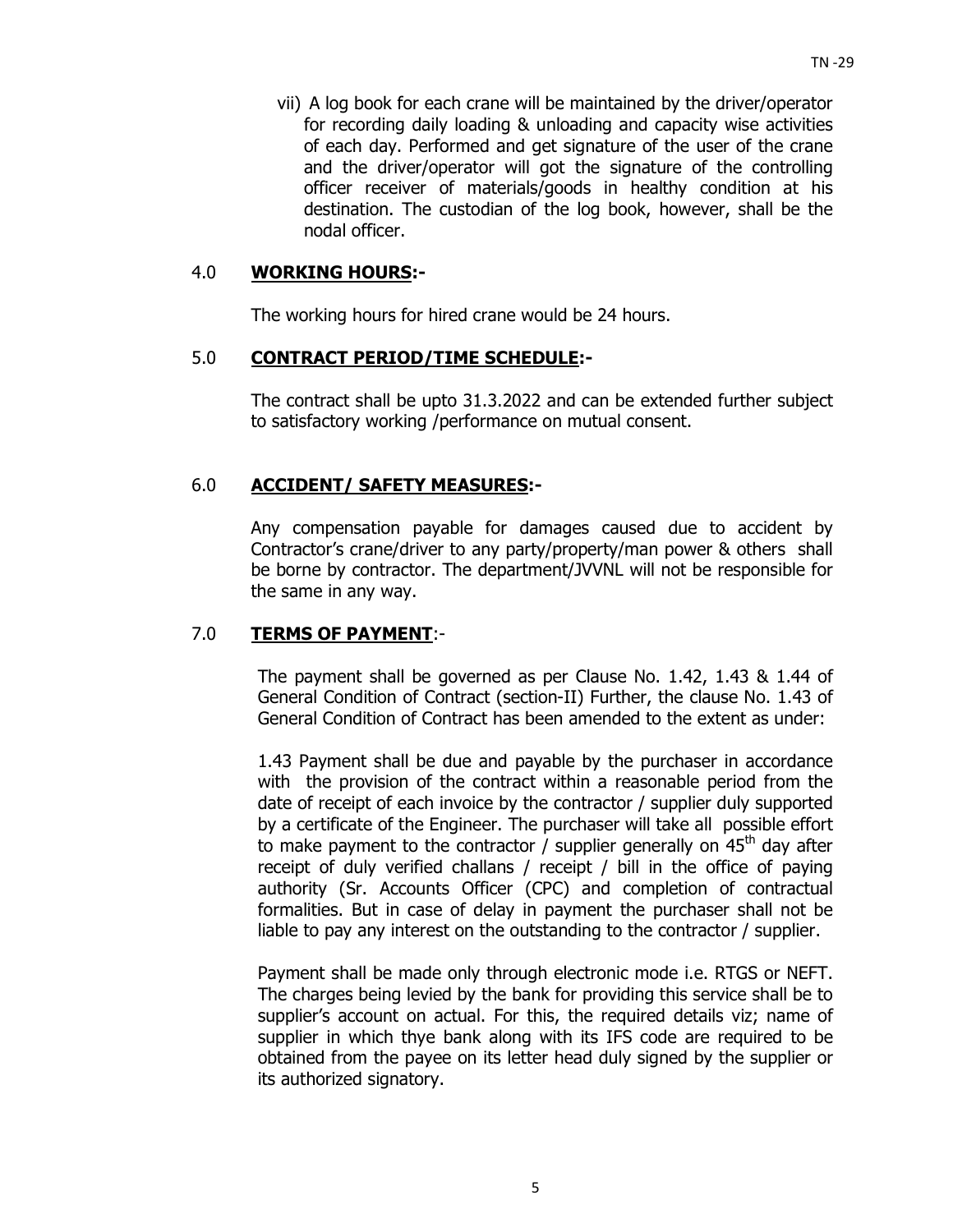vii) A log book for each crane will be maintained by the driver/operator for recording daily loading & unloading and capacity wise activities of each day. Performed and get signature of the user of the crane and the driver/operator will got the signature of the controlling officer receiver of materials/goods in healthy condition at his destination. The custodian of the log book, however, shall be the nodal officer.

## 4.0 **WORKING HOURS:-**

The working hours for hired crane would be 24 hours.

## 5.0 **CONTRACT PERIOD/TIME SCHEDULE:-**

The contract shall be upto 31.3.2022 and can be extended further subject to satisfactory working /performance on mutual consent.

## 6.0 **ACCIDENT/ SAFETY MEASURES:-**

Any compensation payable for damages caused due to accident by Contractor's crane/driver to any party/property/man power & others shall be borne by contractor. The department/JVVNL will not be responsible for the same in any way.

## 7.0 **TERMS OF PAYMENT**:-

The payment shall be governed as per Clause No. 1.42, 1.43 & 1.44 of General Condition of Contract (section-II) Further, the clause No. 1.43 of General Condition of Contract has been amended to the extent as under:

1.43 Payment shall be due and payable by the purchaser in accordance with the provision of the contract within a reasonable period from the date of receipt of each invoice by the contractor / supplier duly supported by a certificate of the Engineer. The purchaser will take all possible effort to make payment to the contractor / supplier generally on 45th day after receipt of duly verified challans / receipt / bill in the office of paying authority (Sr. Accounts Officer (CPC) and completion of contractual formalities. But in case of delay in payment the purchaser shall not be liable to pay any interest on the outstanding to the contractor / supplier.

Payment shall be made only through electronic mode i.e. RTGS or NEFT. The charges being levied by the bank for providing this service shall be to supplier's account on actual. For this, the required details viz; name of supplier in which thye bank along with its IFS code are required to be obtained from the payee on its letter head duly signed by the supplier or its authorized signatory.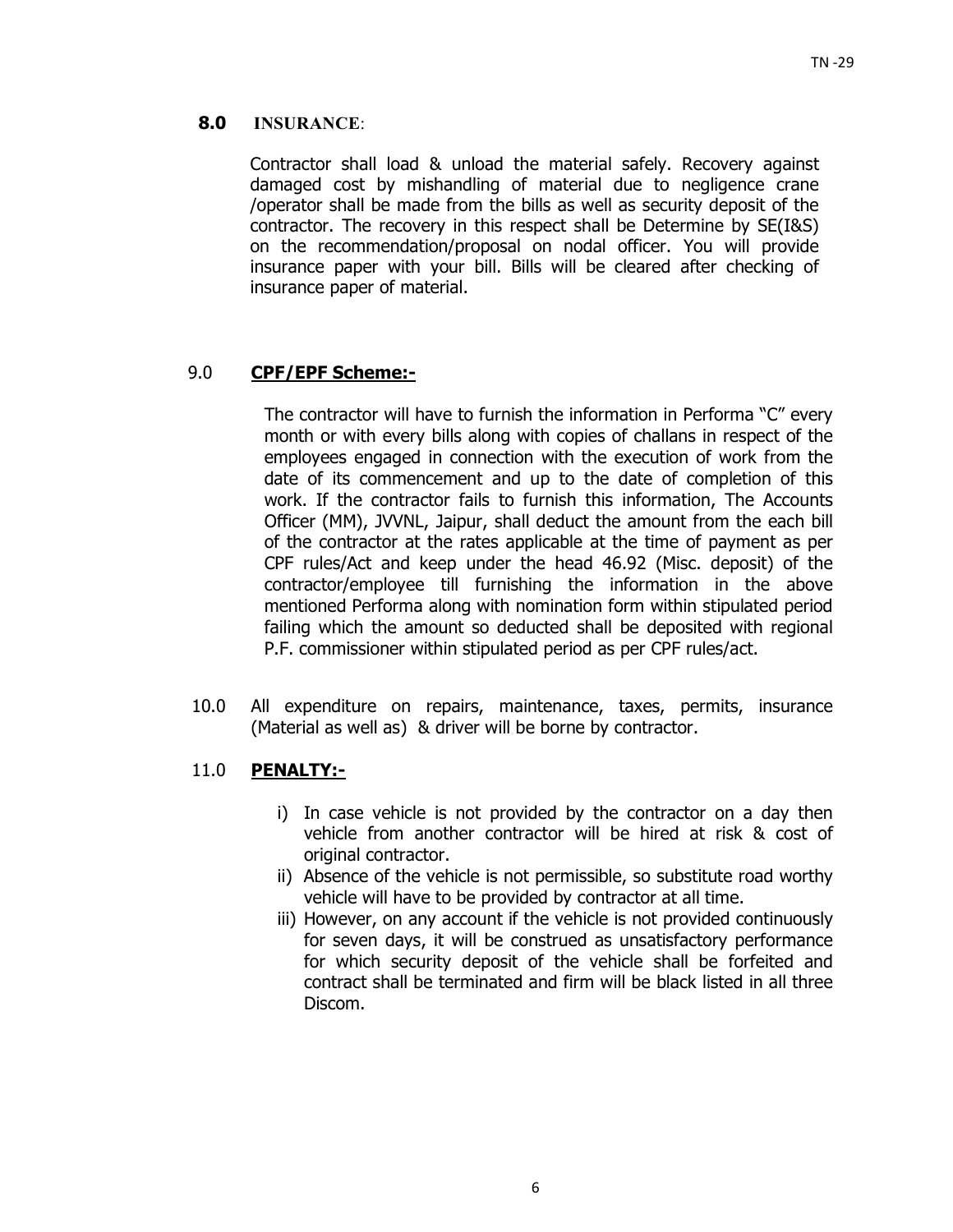## 8.0 INSURANCE:

Contractor shall load & unload the material safely. Recovery against damaged cost by mishandling of material due to negligence crane /operator shall be made from the bills as well as security deposit of the contractor. The recovery in this respect shall be Determine by SE(I&S) on the recommendation/proposal on nodal officer. You will provide insurance paper with your bill. Bills will be cleared after checking of insurance paper of material.

## 9.0 CPF/EPF Scheme:-

The contractor will have to furnish the information in Performa "C" every month or with every bills along with copies of challans in respect of the employees engaged in connection with the execution of work from the date of its commencement and up to the date of completion of this work. If the contractor fails to furnish this information, The Accounts Officer (MM), JVVNL, Jaipur, shall deduct the amount from the each bill of the contractor at the rates applicable at the time of payment as per CPF rules/Act and keep under the head 46.92 (Misc. deposit) of the contractor/employee till furnishing the information in the above mentioned Performa along with nomination form within stipulated period failing which the amount so deducted shall be deposited with regional P.F. commissioner within stipulated period as per CPF rules/act.

10.0 All expenditure on repairs, maintenance, taxes, permits, insurance (Material as well as) & driver will be borne by contractor.

## 11.0 PENALTY:-

i) In case vehicle is not provided by the contractor on a day then vehicle from another contractor will be hired at risk & cost of original contractor.

ii) Absence of the vehicle is not permissible, so substitute road worthy vehicle will have to be provided by contractor at all time.

iii) However, on any account if the vehicle is not provided continuously for seven days, it will be construed as unsatisfactory performance for which security deposit of the vehicle shall be forfeited and contract shall be terminated and firm will be black listed in all three Discom.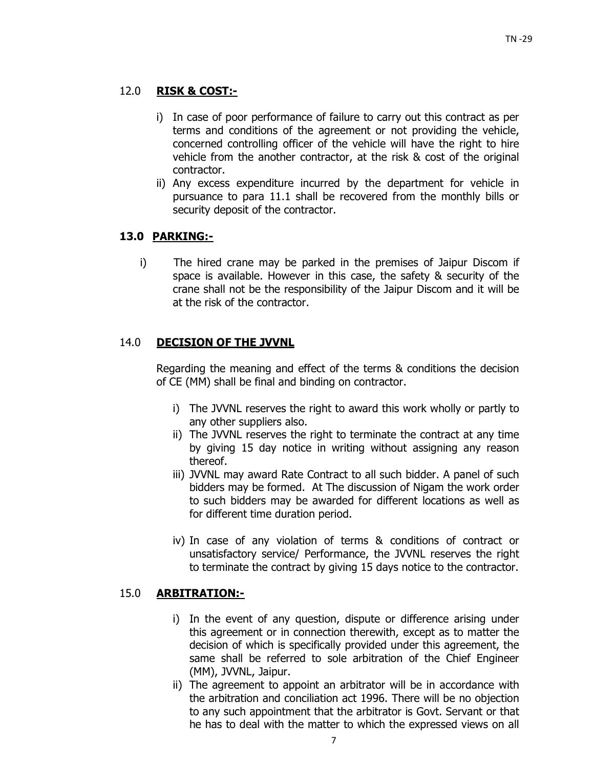## 12.0 **RISK & COST:-**

i) In case of poor performance of failure to carry out this contract as per terms and conditions of the agreement or not providing the vehicle, concerned controlling officer of the vehicle will have the right to hire vehicle from the another contractor, at the risk & cost of the original contractor.
ii) Any excess expenditure incurred by the department for vehicle in pursuance to para 11.1 shall be recovered from the monthly bills or security deposit of the contractor.

## **13.0 PARKING:-**

i) The hired crane may be parked in the premises of Jaipur Discom if space is available. However in this case, the safety & security of the crane shall not be the responsibility of the Jaipur Discom and it will be at the risk of the contractor.

## 14.0 **DECISION OF THE JVVNL**

Regarding the meaning and effect of the terms & conditions the decision of CE (MM) shall be final and binding on contractor.

i) The JVVNL reserves the right to award this work wholly or partly to any other suppliers also.
ii) The JVVNL reserves the right to terminate the contract at any time by giving 15 day notice in writing without assigning any reason thereof.
iii) JVVNL may award Rate Contract to all such bidder. A panel of such bidders may be formed. At The discussion of Nigam the work order to such bidders may be awarded for different locations as well as for different time duration period.
iv) In case of any violation of terms & conditions of contract or unsatisfactory service/ Performance, the JVVNL reserves the right to terminate the contract by giving 15 days notice to the contractor.

## 15.0 **ARBITRATION:-**

i) In the event of any question, dispute or difference arising under this agreement or in connection therewith, except as to matter the decision of which is specifically provided under this agreement, the same shall be referred to sole arbitration of the Chief Engineer (MM), JVVNL, Jaipur.
ii) The agreement to appoint an arbitrator will be in accordance with the arbitration and conciliation act 1996. There will be no objection to any such appointment that the arbitrator is Govt. Servant or that he has to deal with the matter to which the expressed views on all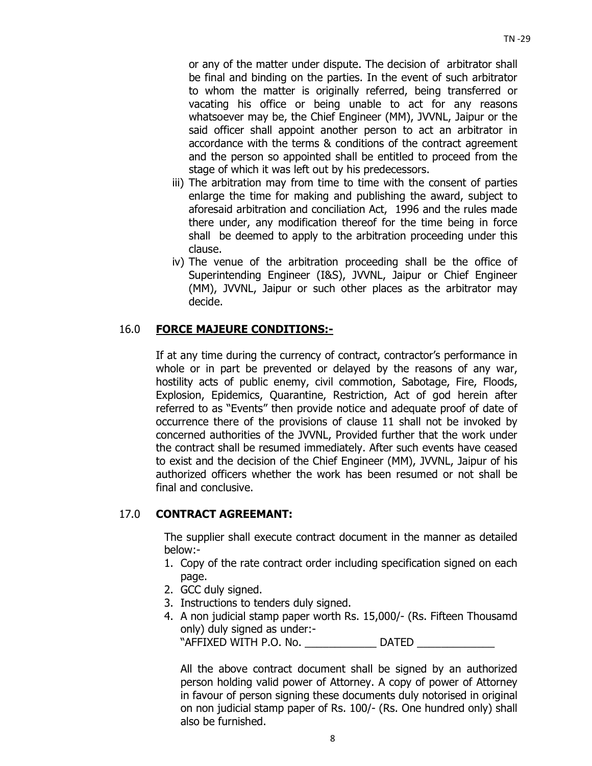or any of the matter under dispute. The decision of arbitrator shall be final and binding on the parties. In the event of such arbitrator to whom the matter is originally referred, being transferred or vacating his office or being unable to act for any reasons whatsoever may be, the Chief Engineer (MM), JVVNL, Jaipur or the said officer shall appoint another person to act an arbitrator in accordance with the terms & conditions of the contract agreement and the person so appointed shall be entitled to proceed from the stage of which it was left out by his predecessors.

iii) The arbitration may from time to time with the consent of parties enlarge the time for making and publishing the award, subject to aforesaid arbitration and conciliation Act, 1996 and the rules made there under, any modification thereof for the time being in force shall be deemed to apply to the arbitration proceeding under this clause.

iv) The venue of the arbitration proceeding shall be the office of Superintending Engineer (I&S), JVVNL, Jaipur or Chief Engineer (MM), JVVNL, Jaipur or such other places as the arbitrator may decide.

## 16.0 **FORCE MAJEURE CONDITIONS:-**

If at any time during the currency of contract, contractor's performance in whole or in part be prevented or delayed by the reasons of any war, hostility acts of public enemy, civil commotion, Sabotage, Fire, Floods, Explosion, Epidemics, Quarantine, Restriction, Act of god herein after referred to as "Events" then provide notice and adequate proof of date of occurrence there of the provisions of clause 11 shall not be invoked by concerned authorities of the JVVNL, Provided further that the work under the contract shall be resumed immediately. After such events have ceased to exist and the decision of the Chief Engineer (MM), JVVNL, Jaipur of his authorized officers whether the work has been resumed or not shall be final and conclusive.

## 17.0 **CONTRACT AGREEMANT:**

The supplier shall execute contract document in the manner as detailed below:-

1. Copy of the rate contract order including specification signed on each page.
2. GCC duly signed.
3. Instructions to tenders duly signed.
4. A non judicial stamp paper worth Rs. 15,000/- (Rs. Fifteen Thousamd only) duly signed as under:-
   "AFFIXED WITH P.O. No. ____________ DATED _____________

All the above contract document shall be signed by an authorized person holding valid power of Attorney. A copy of power of Attorney in favour of person signing these documents duly notorised in original on non judicial stamp paper of Rs. 100/- (Rs. One hundred only) shall also be furnished.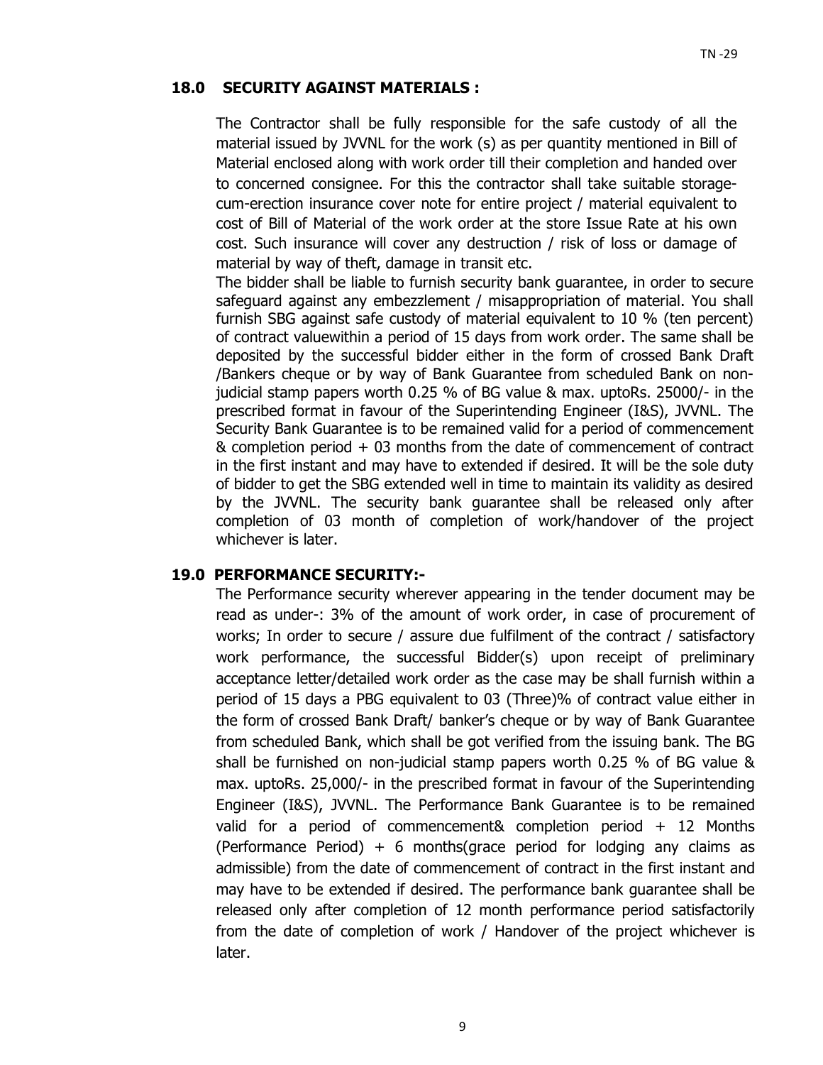## 18.0 SECURITY AGAINST MATERIALS :

The Contractor shall be fully responsible for the safe custody of all the material issued by JVVNL for the work (s) as per quantity mentioned in Bill of Material enclosed along with work order till their completion and handed over to concerned consignee. For this the contractor shall take suitable storage-cum-erection insurance cover note for entire project / material equivalent to cost of Bill of Material of the work order at the store Issue Rate at his own cost. Such insurance will cover any destruction / risk of loss or damage of material by way of theft, damage in transit etc.

The bidder shall be liable to furnish security bank guarantee, in order to secure safeguard against any embezzlement / misappropriation of material. You shall furnish SBG against safe custody of material equivalent to 10 % (ten percent) of contract valuewithin a period of 15 days from work order. The same shall be deposited by the successful bidder either in the form of crossed Bank Draft /Bankers cheque or by way of Bank Guarantee from scheduled Bank on non-judicial stamp papers worth 0.25 % of BG value & max. uptoRs. 25000/- in the prescribed format in favour of the Superintending Engineer (I&S), JVVNL. The Security Bank Guarantee is to be remained valid for a period of commencement & completion period + 03 months from the date of commencement of contract in the first instant and may have to extended if desired. It will be the sole duty of bidder to get the SBG extended well in time to maintain its validity as desired by the JVVNL. The security bank guarantee shall be released only after completion of 03 month of completion of work/handover of the project whichever is later.

## 19.0 PERFORMANCE SECURITY:-

The Performance security wherever appearing in the tender document may be read as under-: 3% of the amount of work order, in case of procurement of works; In order to secure / assure due fulfilment of the contract / satisfactory work performance, the successful Bidder(s) upon receipt of preliminary acceptance letter/detailed work order as the case may be shall furnish within a period of 15 days a PBG equivalent to 03 (Three)% of contract value either in the form of crossed Bank Draft/ banker's cheque or by way of Bank Guarantee from scheduled Bank, which shall be got verified from the issuing bank. The BG shall be furnished on non-judicial stamp papers worth 0.25 % of BG value & max. uptoRs. 25,000/- in the prescribed format in favour of the Superintending Engineer (I&S), JVVNL. The Performance Bank Guarantee is to be remained valid for a period of commencement& completion period + 12 Months (Performance Period) + 6 months(grace period for lodging any claims as admissible) from the date of commencement of contract in the first instant and may have to be extended if desired. The performance bank guarantee shall be released only after completion of 12 month performance period satisfactorily from the date of completion of work / Handover of the project whichever is later.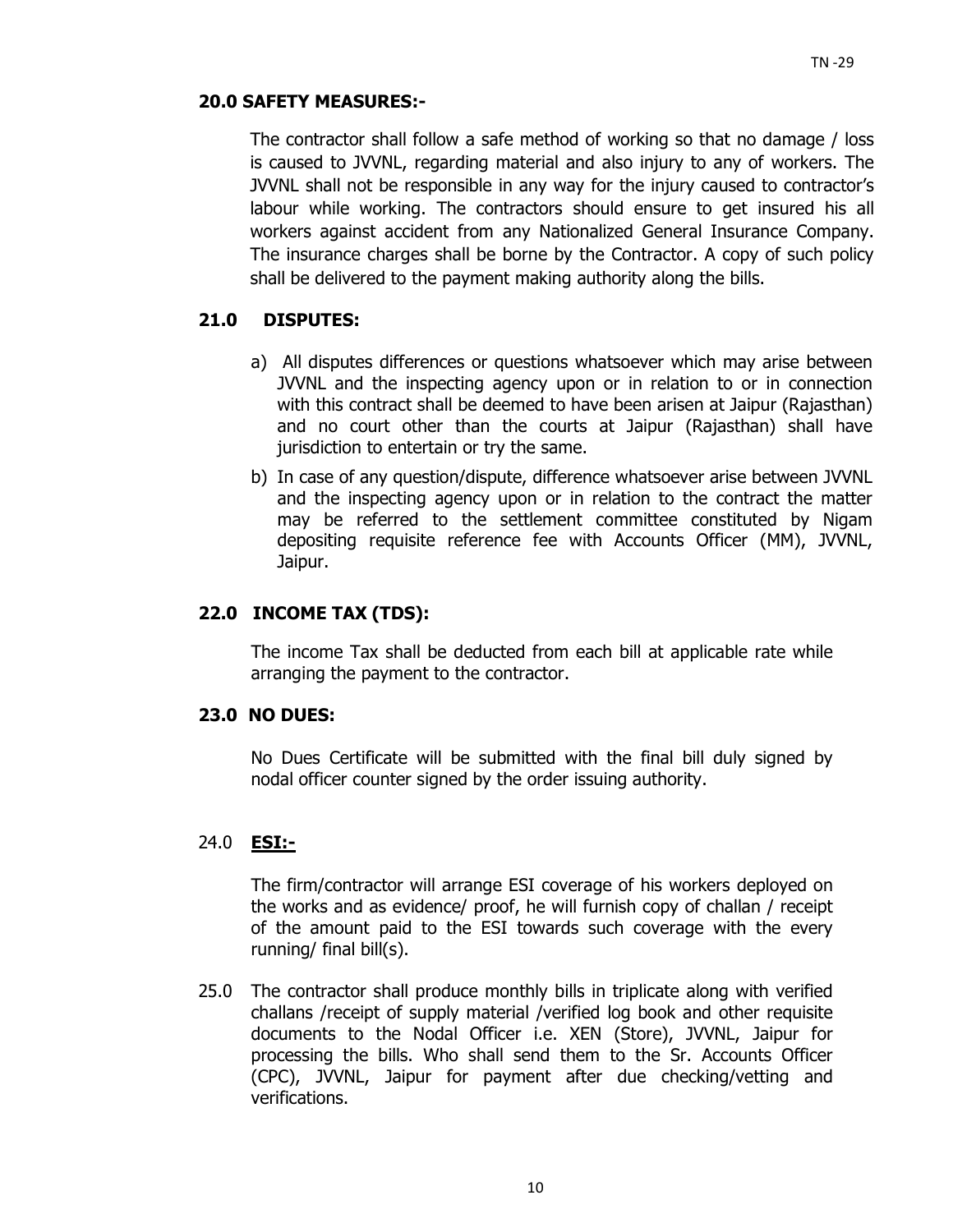## 20.0 SAFETY MEASURES:-

The contractor shall follow a safe method of working so that no damage / loss is caused to JVVNL, regarding material and also injury to any of workers. The JVVNL shall not be responsible in any way for the injury caused to contractor's labour while working. The contractors should ensure to get insured his all workers against accident from any Nationalized General Insurance Company. The insurance charges shall be borne by the Contractor. A copy of such policy shall be delivered to the payment making authority along the bills.

## 21.0 DISPUTES:

a) All disputes differences or questions whatsoever which may arise between JVVNL and the inspecting agency upon or in relation to or in connection with this contract shall be deemed to have been arisen at Jaipur (Rajasthan) and no court other than the courts at Jaipur (Rajasthan) shall have jurisdiction to entertain or try the same.

b) In case of any question/dispute, difference whatsoever arise between JVVNL and the inspecting agency upon or in relation to the contract the matter may be referred to the settlement committee constituted by Nigam depositing requisite reference fee with Accounts Officer (MM), JVVNL, Jaipur.

## 22.0 INCOME TAX (TDS):

The income Tax shall be deducted from each bill at applicable rate while arranging the payment to the contractor.

## 23.0 NO DUES:

No Dues Certificate will be submitted with the final bill duly signed by nodal officer counter signed by the order issuing authority.

## 24.0 <u>ESI:-</u>

The firm/contractor will arrange ESI coverage of his workers deployed on the works and as evidence/ proof, he will furnish copy of challan / receipt of the amount paid to the ESI towards such coverage with the every running/ final bill(s).

25.0 The contractor shall produce monthly bills in triplicate along with verified challans /receipt of supply material /verified log book and other requisite documents to the Nodal Officer i.e. XEN (Store), JVVNL, Jaipur for processing the bills. Who shall send them to the Sr. Accounts Officer (CPC), JVVNL, Jaipur for payment after due checking/vetting and verifications.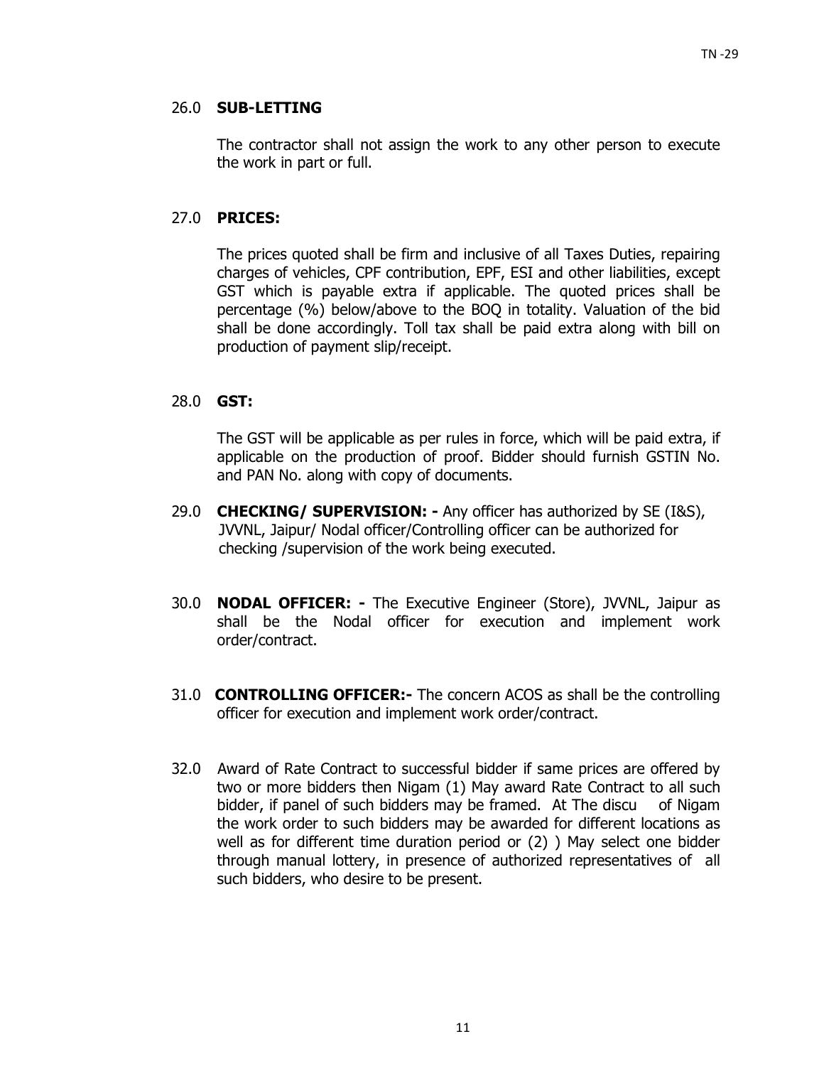## 26.0 SUB-LETTING

The contractor shall not assign the work to any other person to execute the work in part or full.

## 27.0 PRICES:

The prices quoted shall be firm and inclusive of all Taxes Duties, repairing charges of vehicles, CPF contribution, EPF, ESI and other liabilities, except GST which is payable extra if applicable. The quoted prices shall be percentage (%) below/above to the BOQ in totality. Valuation of the bid shall be done accordingly. Toll tax shall be paid extra along with bill on production of payment slip/receipt.

## 28.0 GST:

The GST will be applicable as per rules in force, which will be paid extra, if applicable on the production of proof. Bidder should furnish GSTIN No. and PAN No. along with copy of documents.

29.0 **CHECKING/ SUPERVISION: -** Any officer has authorized by SE (I&S), JVVNL, Jaipur/ Nodal officer/Controlling officer can be authorized for checking /supervision of the work being executed.

30.0 **NODAL OFFICER: -** The Executive Engineer (Store), JVVNL, Jaipur as shall be the Nodal officer for execution and implement work order/contract.

31.0 **CONTROLLING OFFICER:-** The concern ACOS as shall be the controlling officer for execution and implement work order/contract.

32.0 Award of Rate Contract to successful bidder if same prices are offered by two or more bidders then Nigam (1) May award Rate Contract to all such bidder, if panel of such bidders may be framed. At The discu of Nigam the work order to such bidders may be awarded for different locations as well as for different time duration period or (2) ) May select one bidder through manual lottery, in presence of authorized representatives of all such bidders, who desire to be present.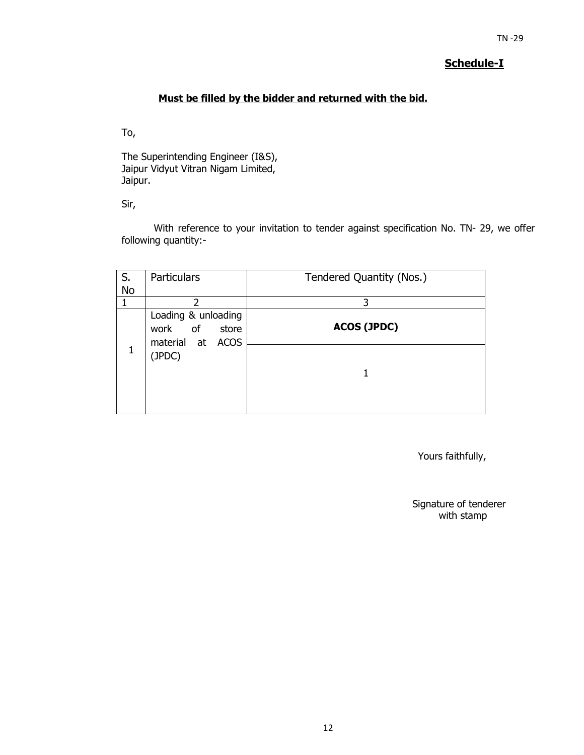## Schedule-I

**Must be filled by the bidder and returned with the bid.**

To,

The Superintending Engineer (I&S),
Jaipur Vidyut Vitran Nigam Limited,
Jaipur.

Sir,

With reference to your invitation to tender against specification No. TN- 29, we offer following quantity:-

| S. No | Particulars | Tendered Quantity (Nos.) |
|---|---|---|
| 1 | 2 | 3 |
| 1 | Loading & unloading work of store material at ACOS (JPDC) | **ACOS (JPDC)** |
| | | 1 |

Yours faithfully,

Signature of tenderer
with stamp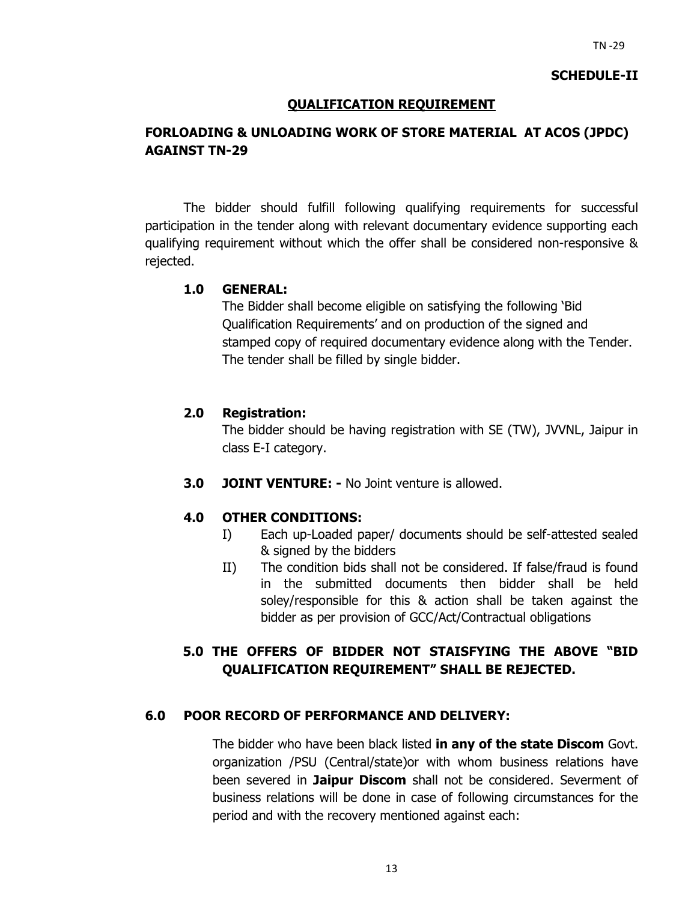**SCHEDULE-II**

## QUALIFICATION REQUIREMENT

## FORLOADING & UNLOADING WORK OF STORE MATERIAL AT ACOS (JPDC) AGAINST TN-29

The bidder should fulfill following qualifying requirements for successful participation in the tender along with relevant documentary evidence supporting each qualifying requirement without which the offer shall be considered non-responsive & rejected.

**1.0 GENERAL:**

The Bidder shall become eligible on satisfying the following 'Bid Qualification Requirements' and on production of the signed and stamped copy of required documentary evidence along with the Tender. The tender shall be filled by single bidder.

**2.0 Registration:**

The bidder should be having registration with SE (TW), JVVNL, Jaipur in class E-I category.

**3.0 JOINT VENTURE: -** No Joint venture is allowed.

**4.0 OTHER CONDITIONS:**

I) Each up-Loaded paper/ documents should be self-attested sealed & signed by the bidders

II) The condition bids shall not be considered. If false/fraud is found in the submitted documents then bidder shall be held soley/responsible for this & action shall be taken against the bidder as per provision of GCC/Act/Contractual obligations

**5.0 THE OFFERS OF BIDDER NOT STAISFYING THE ABOVE "BID QUALIFICATION REQUIREMENT" SHALL BE REJECTED.**

**6.0 POOR RECORD OF PERFORMANCE AND DELIVERY:**

The bidder who have been black listed **in any of the state Discom** Govt. organization /PSU (Central/state)or with whom business relations have been severed in **Jaipur Discom** shall not be considered. Severment of business relations will be done in case of following circumstances for the period and with the recovery mentioned against each: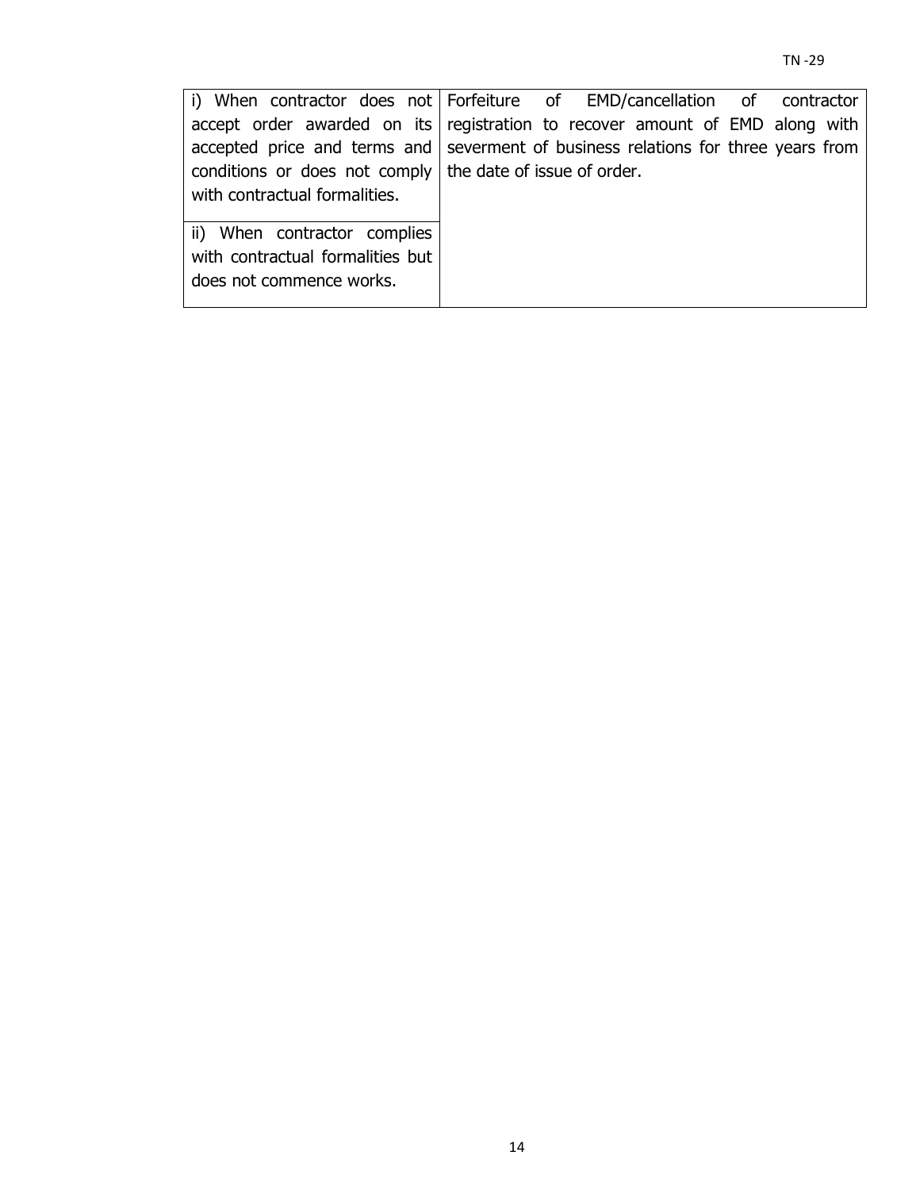| | |
|---|---|
| i) When contractor does not accept order awarded on its accepted price and terms and conditions or does not comply with contractual formalities. | Forfeiture of EMD/cancellation of contractor registration to recover amount of EMD along with severment of business relations for three years from the date of issue of order. |
| ii) When contractor complies with contractual formalities but does not commence works. | |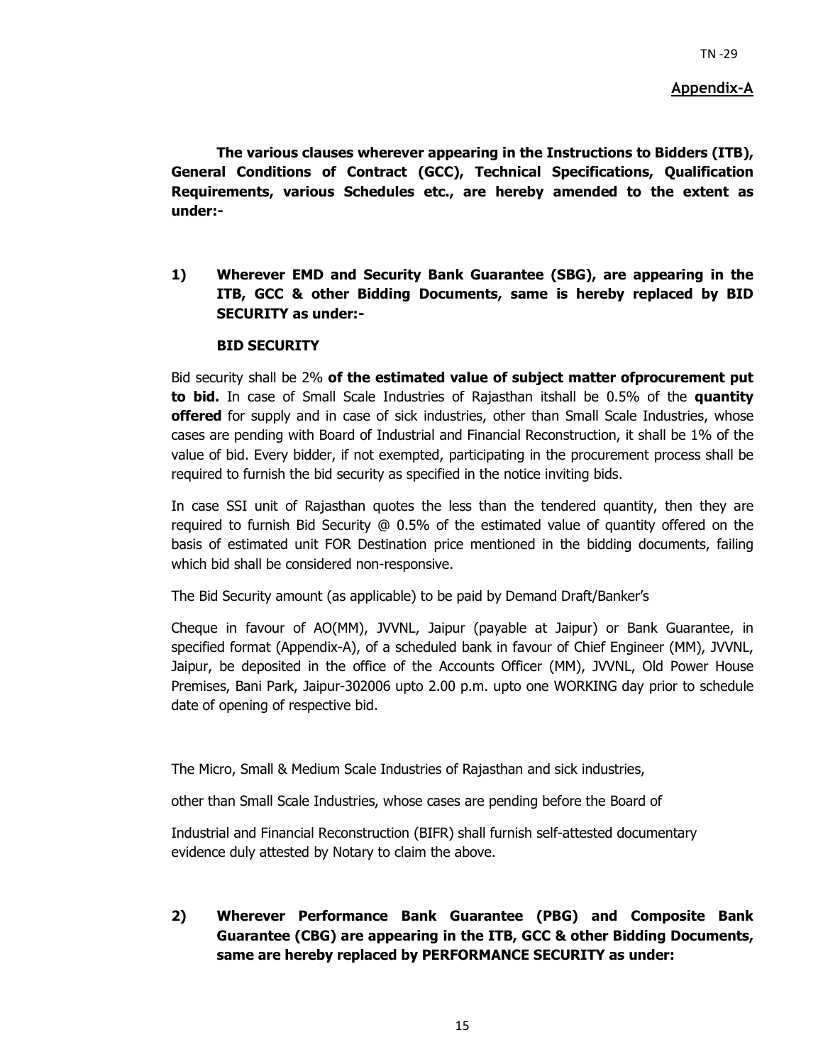**Appendix-A**

**The various clauses wherever appearing in the Instructions to Bidders (ITB), General Conditions of Contract (GCC), Technical Specifications, Qualification Requirements, various Schedules etc., are hereby amended to the extent as under:-**

**1) Wherever EMD and Security Bank Guarantee (SBG), are appearing in the ITB, GCC & other Bidding Documents, same is hereby replaced by BID SECURITY as under:-**

**BID SECURITY**

Bid security shall be 2% **of the estimated value of subject matter ofprocurement put to bid.** In case of Small Scale Industries of Rajasthan itshall be 0.5% of the **quantity offered** for supply and in case of sick industries, other than Small Scale Industries, whose cases are pending with Board of Industrial and Financial Reconstruction, it shall be 1% of the value of bid. Every bidder, if not exempted, participating in the procurement process shall be required to furnish the bid security as specified in the notice inviting bids.

In case SSI unit of Rajasthan quotes the less than the tendered quantity, then they are required to furnish Bid Security @ 0.5% of the estimated value of quantity offered on the basis of estimated unit FOR Destination price mentioned in the bidding documents, failing which bid shall be considered non-responsive.

The Bid Security amount (as applicable) to be paid by Demand Draft/Banker's

Cheque in favour of AO(MM), JVVNL, Jaipur (payable at Jaipur) or Bank Guarantee, in specified format (Appendix-A), of a scheduled bank in favour of Chief Engineer (MM), JVVNL, Jaipur, be deposited in the office of the Accounts Officer (MM), JVVNL, Old Power House Premises, Bani Park, Jaipur-302006 upto 2.00 p.m. upto one WORKING day prior to schedule date of opening of respective bid.

The Micro, Small & Medium Scale Industries of Rajasthan and sick industries,

other than Small Scale Industries, whose cases are pending before the Board of

Industrial and Financial Reconstruction (BIFR) shall furnish self-attested documentary evidence duly attested by Notary to claim the above.

**2) Wherever Performance Bank Guarantee (PBG) and Composite Bank Guarantee (CBG) are appearing in the ITB, GCC & other Bidding Documents, same are hereby replaced by PERFORMANCE SECURITY as under:**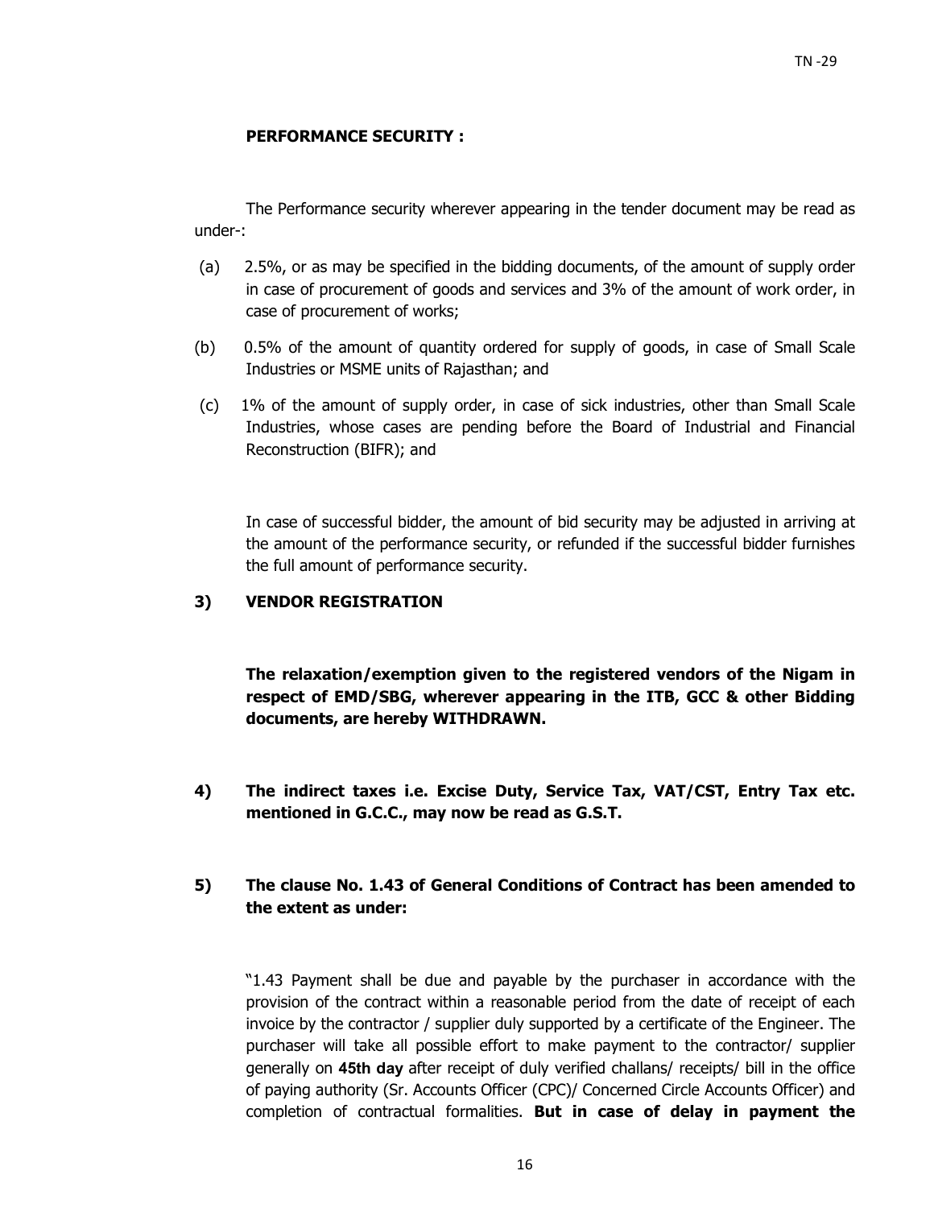**PERFORMANCE SECURITY :**

The Performance security wherever appearing in the tender document may be read as under-:

(a) 2.5%, or as may be specified in the bidding documents, of the amount of supply order in case of procurement of goods and services and 3% of the amount of work order, in case of procurement of works;

(b) 0.5% of the amount of quantity ordered for supply of goods, in case of Small Scale Industries or MSME units of Rajasthan; and

(c) 1% of the amount of supply order, in case of sick industries, other than Small Scale Industries, whose cases are pending before the Board of Industrial and Financial Reconstruction (BIFR); and

In case of successful bidder, the amount of bid security may be adjusted in arriving at the amount of the performance security, or refunded if the successful bidder furnishes the full amount of performance security.

**3) VENDOR REGISTRATION**

**The relaxation/exemption given to the registered vendors of the Nigam in respect of EMD/SBG, wherever appearing in the ITB, GCC & other Bidding documents, are hereby WITHDRAWN.**

**4) The indirect taxes i.e. Excise Duty, Service Tax, VAT/CST, Entry Tax etc. mentioned in G.C.C., may now be read as G.S.T.**

**5) The clause No. 1.43 of General Conditions of Contract has been amended to the extent as under:**

"1.43 Payment shall be due and payable by the purchaser in accordance with the provision of the contract within a reasonable period from the date of receipt of each invoice by the contractor / supplier duly supported by a certificate of the Engineer. The purchaser will take all possible effort to make payment to the contractor/ supplier generally on **45th day** after receipt of duly verified challans/ receipts/ bill in the office of paying authority (Sr. Accounts Officer (CPC)/ Concerned Circle Accounts Officer) and completion of contractual formalities. **But in case of delay in payment the**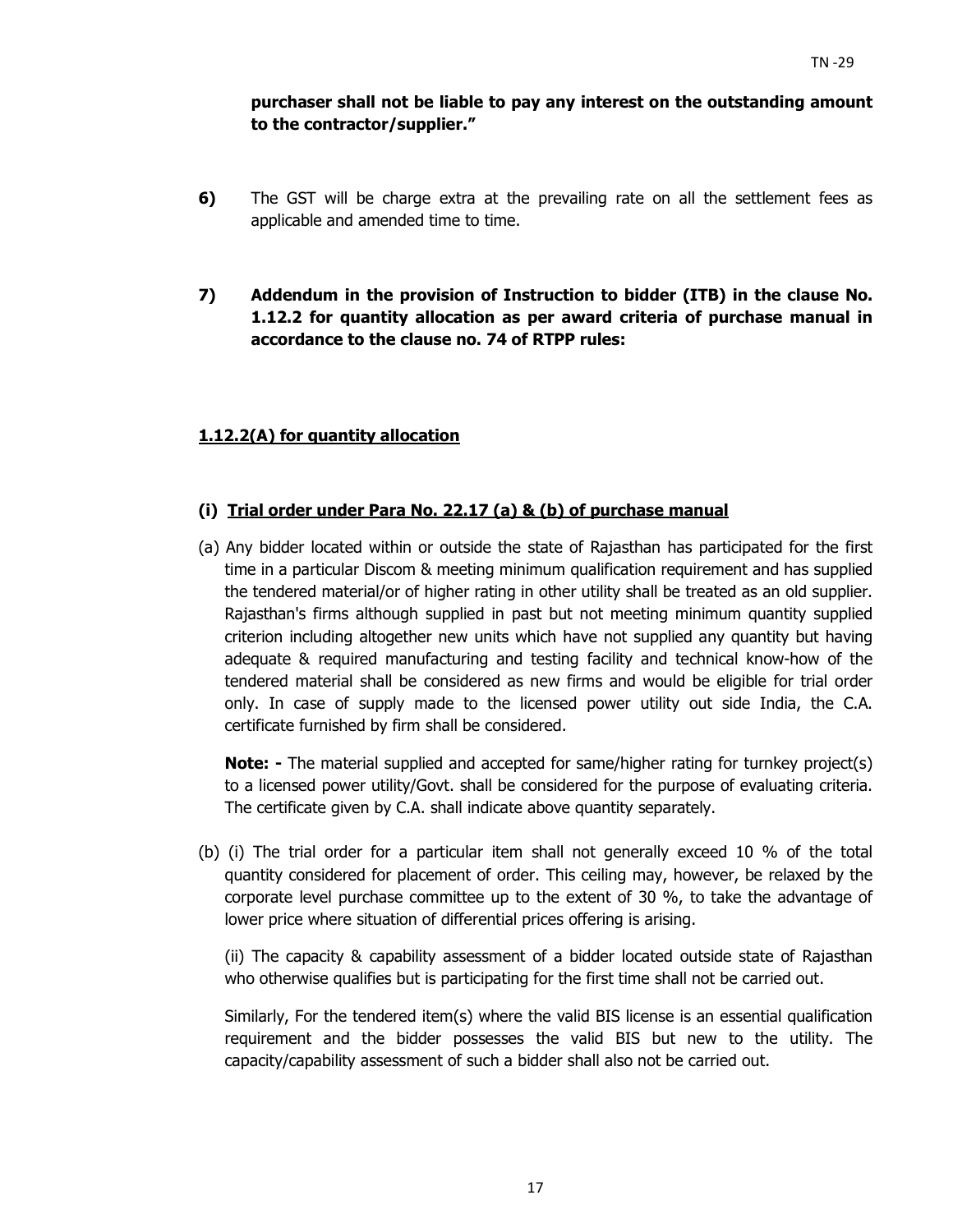**purchaser shall not be liable to pay any interest on the outstanding amount to the contractor/supplier."**

**6)** The GST will be charge extra at the prevailing rate on all the settlement fees as applicable and amended time to time.

**7) Addendum in the provision of Instruction to bidder (ITB) in the clause No. 1.12.2 for quantity allocation as per award criteria of purchase manual in accordance to the clause no. 74 of RTPP rules:**

**<u>1.12.2(A) for quantity allocation</u>**

**(i) <u>Trial order under Para No. 22.17 (a) & (b) of purchase manual</u>**

(a) Any bidder located within or outside the state of Rajasthan has participated for the first time in a particular Discom & meeting minimum qualification requirement and has supplied the tendered material/or of higher rating in other utility shall be treated as an old supplier. Rajasthan's firms although supplied in past but not meeting minimum quantity supplied criterion including altogether new units which have not supplied any quantity but having adequate & required manufacturing and testing facility and technical know-how of the tendered material shall be considered as new firms and would be eligible for trial order only. In case of supply made to the licensed power utility out side India, the C.A. certificate furnished by firm shall be considered.

**Note: -** The material supplied and accepted for same/higher rating for turnkey project(s) to a licensed power utility/Govt. shall be considered for the purpose of evaluating criteria. The certificate given by C.A. shall indicate above quantity separately.

(b) (i) The trial order for a particular item shall not generally exceed 10 % of the total quantity considered for placement of order. This ceiling may, however, be relaxed by the corporate level purchase committee up to the extent of 30 %, to take the advantage of lower price where situation of differential prices offering is arising.

(ii) The capacity & capability assessment of a bidder located outside state of Rajasthan who otherwise qualifies but is participating for the first time shall not be carried out.

Similarly, For the tendered item(s) where the valid BIS license is an essential qualification requirement and the bidder possesses the valid BIS but new to the utility. The capacity/capability assessment of such a bidder shall also not be carried out.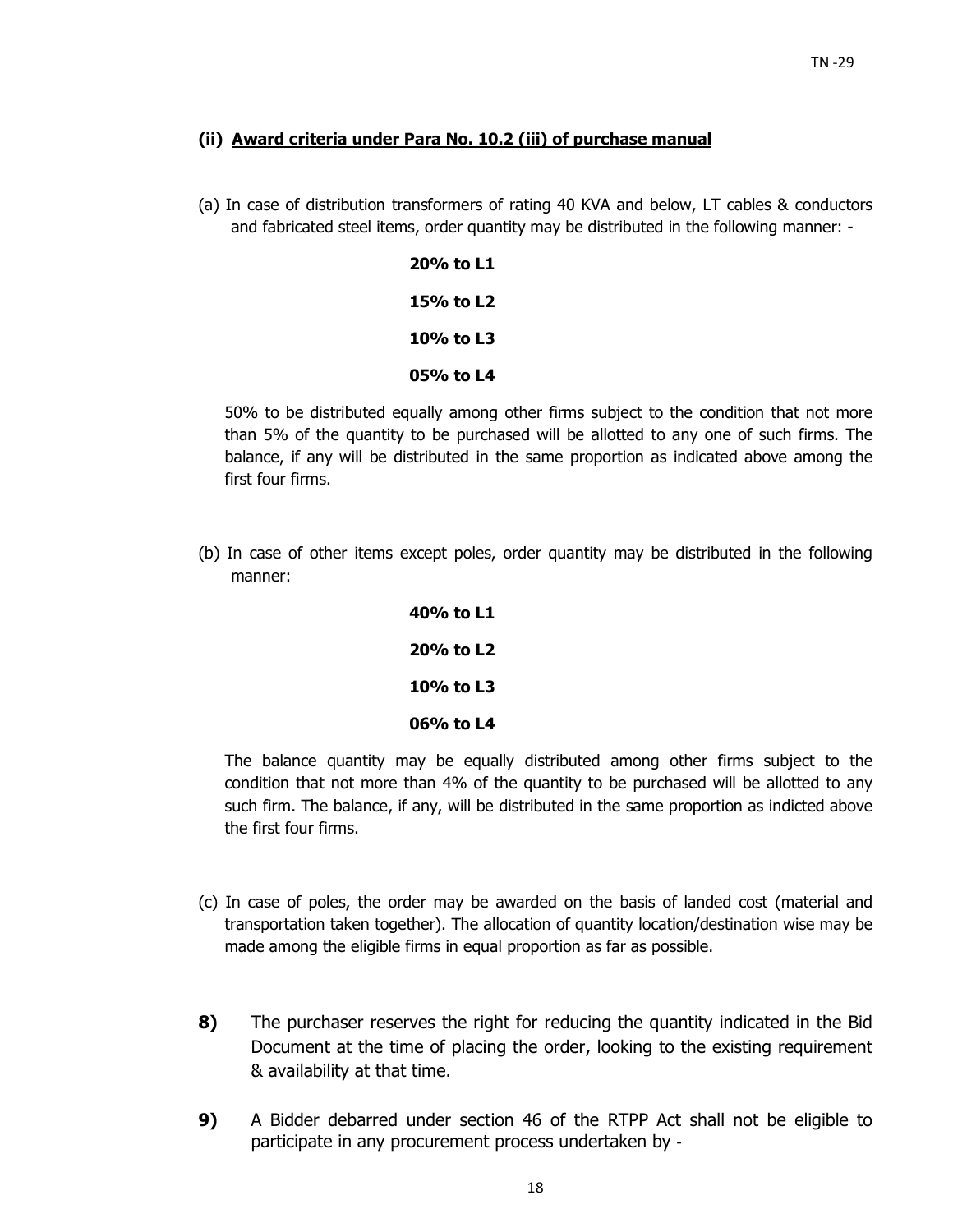**(ii) <u>Award criteria under Para No. 10.2 (iii) of purchase manual</u>**

(a) In case of distribution transformers of rating 40 KVA and below, LT cables & conductors and fabricated steel items, order quantity may be distributed in the following manner: -

**20% to L1**

**15% to L2**

**10% to L3**

**05% to L4**

50% to be distributed equally among other firms subject to the condition that not more than 5% of the quantity to be purchased will be allotted to any one of such firms. The balance, if any will be distributed in the same proportion as indicated above among the first four firms.

(b) In case of other items except poles, order quantity may be distributed in the following manner:

**40% to L1**

**20% to L2**

**10% to L3**

**06% to L4**

The balance quantity may be equally distributed among other firms subject to the condition that not more than 4% of the quantity to be purchased will be allotted to any such firm. The balance, if any, will be distributed in the same proportion as indicted above the first four firms.

(c) In case of poles, the order may be awarded on the basis of landed cost (material and transportation taken together). The allocation of quantity location/destination wise may be made among the eligible firms in equal proportion as far as possible.

**8)** The purchaser reserves the right for reducing the quantity indicated in the Bid Document at the time of placing the order, looking to the existing requirement & availability at that time.

**9)** A Bidder debarred under section 46 of the RTPP Act shall not be eligible to participate in any procurement process undertaken by -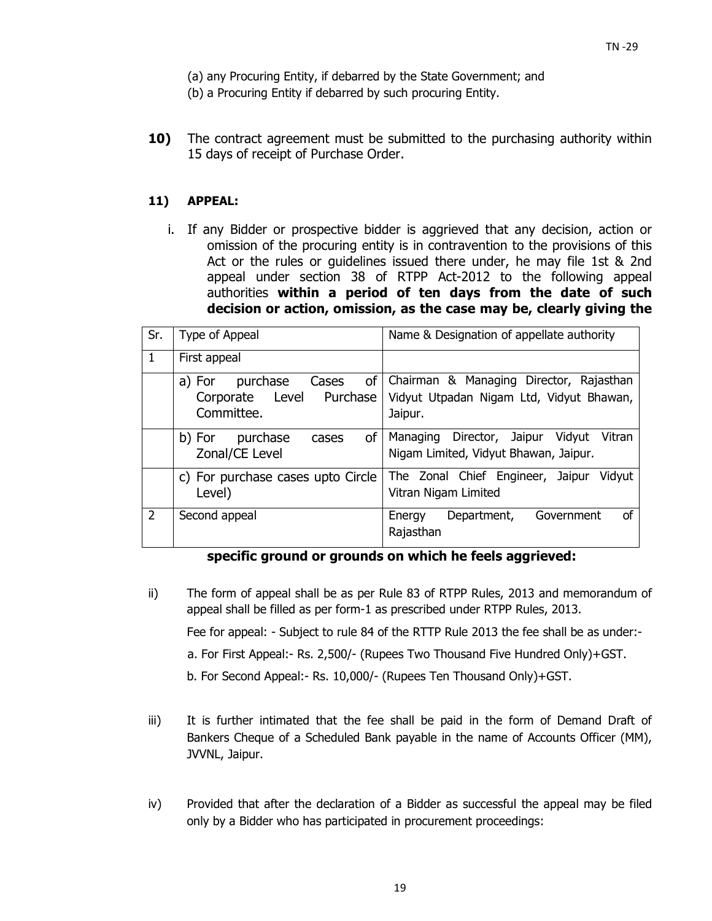(a) any Procuring Entity, if debarred by the State Government; and

(b) a Procuring Entity if debarred by such procuring Entity.

**10)** The contract agreement must be submitted to the purchasing authority within 15 days of receipt of Purchase Order.

**11) APPEAL:**

i. If any Bidder or prospective bidder is aggrieved that any decision, action or omission of the procuring entity is in contravention to the provisions of this Act or the rules or guidelines issued there under, he may file 1st & 2nd appeal under section 38 of RTPP Act-2012 to the following appeal authorities **within a period of ten days from the date of such decision or action, omission, as the case may be, clearly giving the specific ground or grounds on which he feels aggrieved:**

| Sr. | Type of Appeal | Name & Designation of appellate authority |
|---|---|---|
| 1 | First appeal | |
| | a) For purchase Cases of Corporate Level Purchase Committee. | Chairman & Managing Director, Rajasthan Vidyut Utpadan Nigam Ltd, Vidyut Bhawan, Jaipur. |
| | b) For purchase cases of Zonal/CE Level | Managing Director, Jaipur Vidyut Vitran Nigam Limited, Vidyut Bhawan, Jaipur. |
| | c) For purchase cases upto Circle Level) | The Zonal Chief Engineer, Jaipur Vidyut Vitran Nigam Limited |
| 2 | Second appeal | Energy Department, Government of Rajasthan |

ii) The form of appeal shall be as per Rule 83 of RTPP Rules, 2013 and memorandum of appeal shall be filled as per form-1 as prescribed under RTPP Rules, 2013.

Fee for appeal: - Subject to rule 84 of the RTTP Rule 2013 the fee shall be as under:-

a. For First Appeal:- Rs. 2,500/- (Rupees Two Thousand Five Hundred Only)+GST.

b. For Second Appeal:- Rs. 10,000/- (Rupees Ten Thousand Only)+GST.

iii) It is further intimated that the fee shall be paid in the form of Demand Draft of Bankers Cheque of a Scheduled Bank payable in the name of Accounts Officer (MM), JVVNL, Jaipur.

iv) Provided that after the declaration of a Bidder as successful the appeal may be filed only by a Bidder who has participated in procurement proceedings: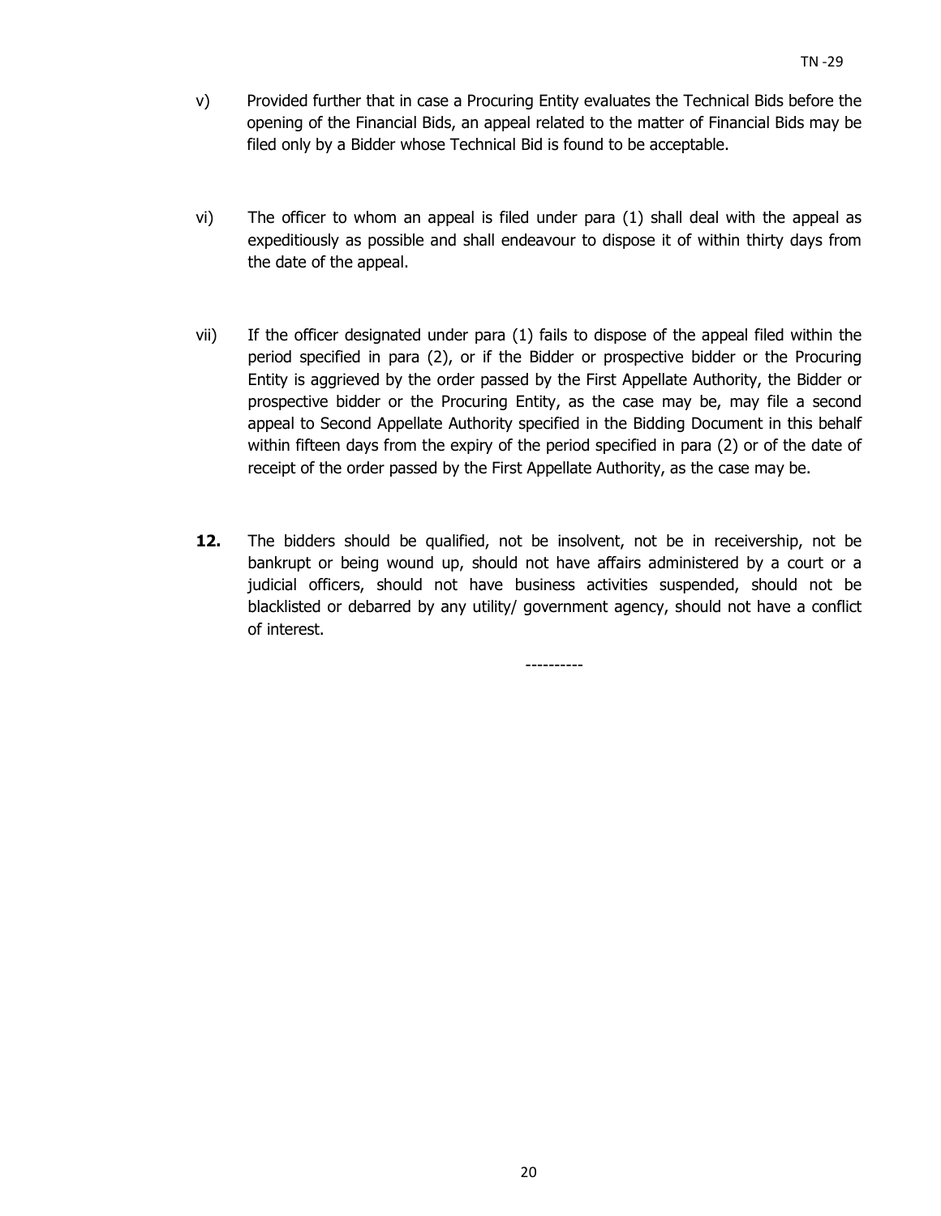v) Provided further that in case a Procuring Entity evaluates the Technical Bids before the opening of the Financial Bids, an appeal related to the matter of Financial Bids may be filed only by a Bidder whose Technical Bid is found to be acceptable.

vi) The officer to whom an appeal is filed under para (1) shall deal with the appeal as expeditiously as possible and shall endeavour to dispose it of within thirty days from the date of the appeal.

vii) If the officer designated under para (1) fails to dispose of the appeal filed within the period specified in para (2), or if the Bidder or prospective bidder or the Procuring Entity is aggrieved by the order passed by the First Appellate Authority, the Bidder or prospective bidder or the Procuring Entity, as the case may be, may file a second appeal to Second Appellate Authority specified in the Bidding Document in this behalf within fifteen days from the expiry of the period specified in para (2) or of the date of receipt of the order passed by the First Appellate Authority, as the case may be.

**12.** The bidders should be qualified, not be insolvent, not be in receivership, not be bankrupt or being wound up, should not have affairs administered by a court or a judicial officers, should not have business activities suspended, should not be blacklisted or debarred by any utility/ government agency, should not have a conflict of interest.

----------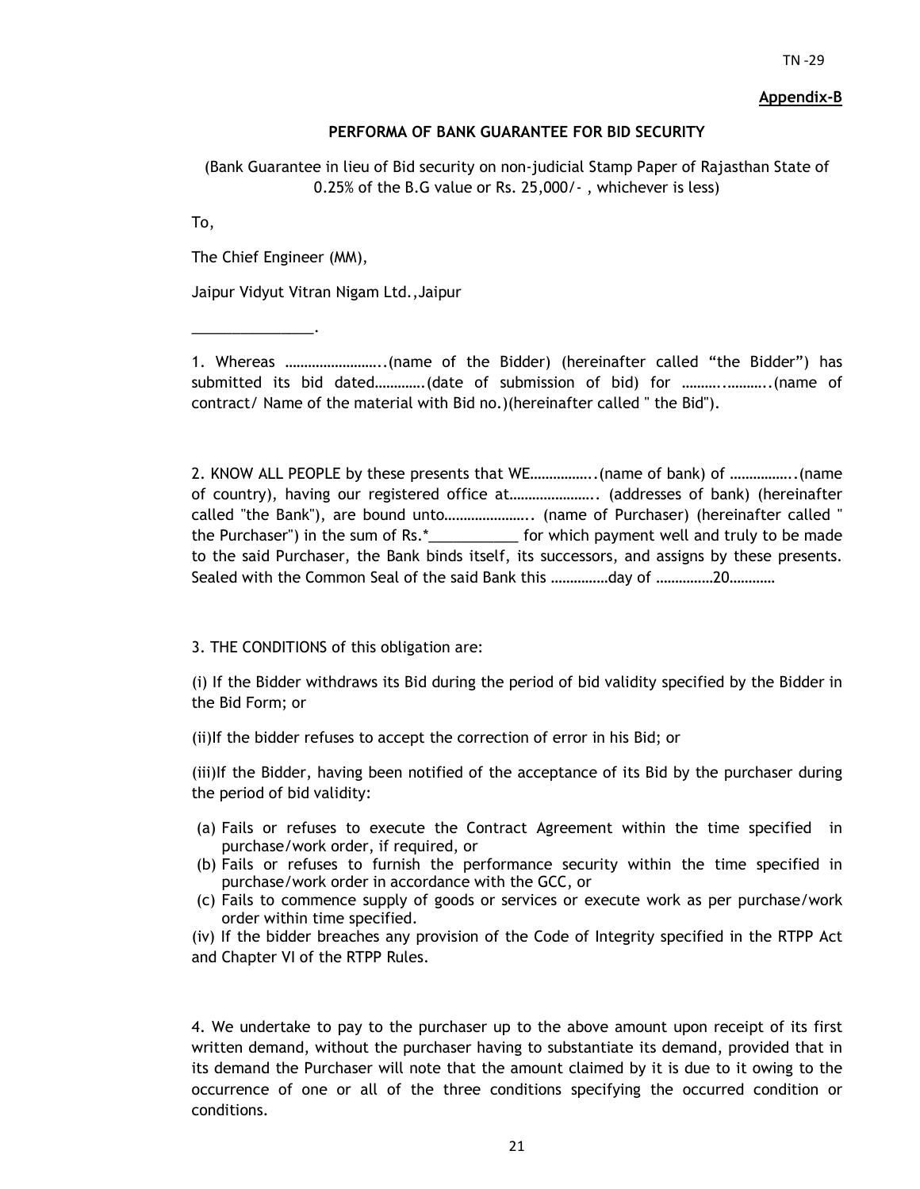Appendix-B

## PERFORMA OF BANK GUARANTEE FOR BID SECURITY

(Bank Guarantee in lieu of Bid security on non-judicial Stamp Paper of Rajasthan State of 0.25% of the B.G value or Rs. 25,000/- , whichever is less)

To,

The Chief Engineer (MM),

Jaipur Vidyut Vitran Nigam Ltd.,Jaipur

_______________.

1. Whereas ……………………..(name of the Bidder) (hereinafter called "the Bidder") has submitted its bid dated………….(date of submission of bid) for ……….……….(name of contract/ Name of the material with Bid no.)(hereinafter called " the Bid").

2. KNOW ALL PEOPLE by these presents that WE……………..(name of bank) of ……………..(name of country), having our registered office at………………….. (addresses of bank) (hereinafter called "the Bank"), are bound unto………………….. (name of Purchaser) (hereinafter called " the Purchaser") in the sum of Rs.*___________ for which payment well and truly to be made to the said Purchaser, the Bank binds itself, its successors, and assigns by these presents. Sealed with the Common Seal of the said Bank this ……………day of ……………20…………

3. THE CONDITIONS of this obligation are:

(i) If the Bidder withdraws its Bid during the period of bid validity specified by the Bidder in the Bid Form; or

(ii)If the bidder refuses to accept the correction of error in his Bid; or

(iii)If the Bidder, having been notified of the acceptance of its Bid by the purchaser during the period of bid validity:

(a) Fails or refuses to execute the Contract Agreement within the time specified in purchase/work order, if required, or
(b) Fails or refuses to furnish the performance security within the time specified in purchase/work order in accordance with the GCC, or
(c) Fails to commence supply of goods or services or execute work as per purchase/work order within time specified.

(iv) If the bidder breaches any provision of the Code of Integrity specified in the RTPP Act and Chapter VI of the RTPP Rules.

4. We undertake to pay to the purchaser up to the above amount upon receipt of its first written demand, without the purchaser having to substantiate its demand, provided that in its demand the Purchaser will note that the amount claimed by it is due to it owing to the occurrence of one or all of the three conditions specifying the occurred condition or conditions.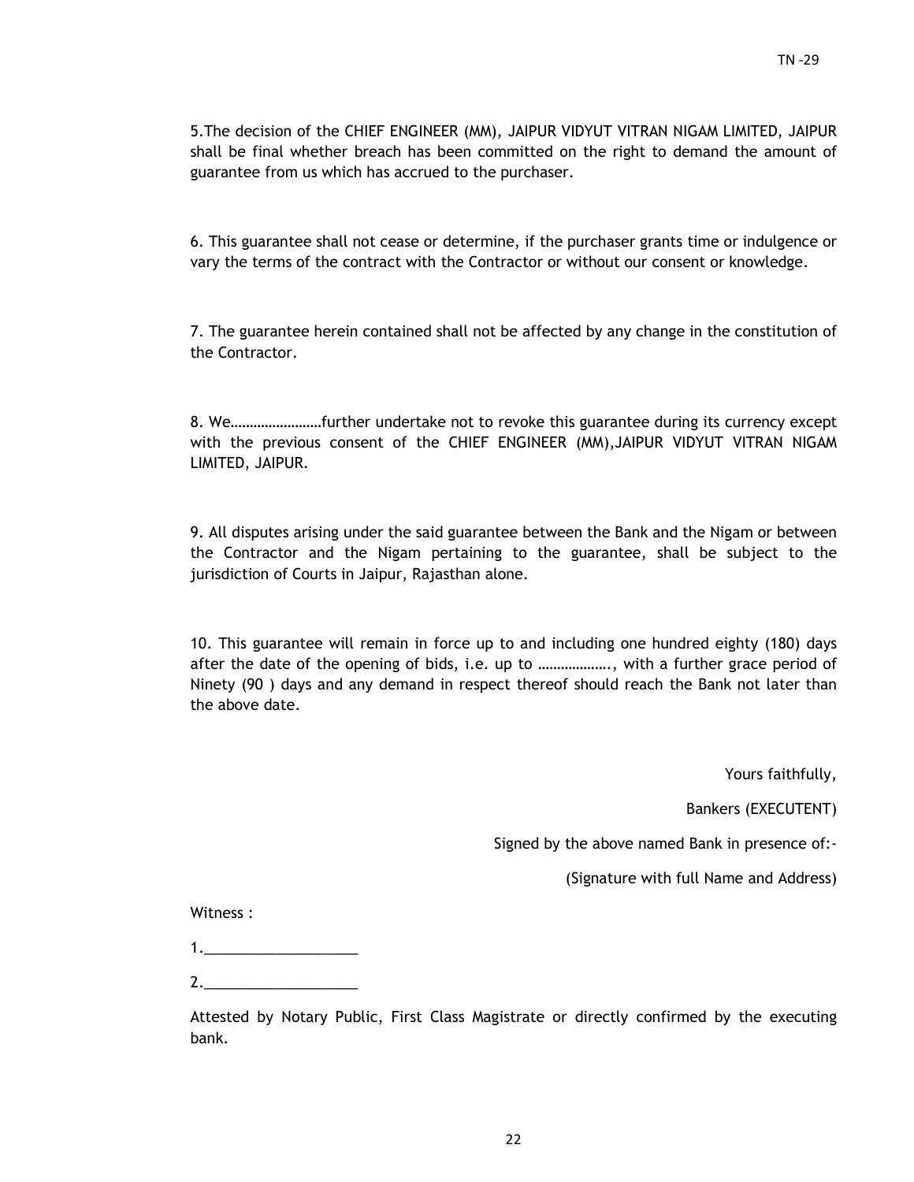5.The decision of the CHIEF ENGINEER (MM), JAIPUR VIDYUT VITRAN NIGAM LIMITED, JAIPUR shall be final whether breach has been committed on the right to demand the amount of guarantee from us which has accrued to the purchaser.

6. This guarantee shall not cease or determine, if the purchaser grants time or indulgence or vary the terms of the contract with the Contractor or without our consent or knowledge.

7. The guarantee herein contained shall not be affected by any change in the constitution of the Contractor.

8. We……………………further undertake not to revoke this guarantee during its currency except with the previous consent of the CHIEF ENGINEER (MM),JAIPUR VIDYUT VITRAN NIGAM LIMITED, JAIPUR.

9. All disputes arising under the said guarantee between the Bank and the Nigam or between the Contractor and the Nigam pertaining to the guarantee, shall be subject to the jurisdiction of Courts in Jaipur, Rajasthan alone.

10. This guarantee will remain in force up to and including one hundred eighty (180) days after the date of the opening of bids, i.e. up to ………………., with a further grace period of Ninety (90 ) days and any demand in respect thereof should reach the Bank not later than the above date.

Yours faithfully,

Bankers (EXECUTENT)

Signed by the above named Bank in presence of:-

(Signature with full Name and Address)

Witness :

1.___________________

2.___________________

Attested by Notary Public, First Class Magistrate or directly confirmed by the executing bank.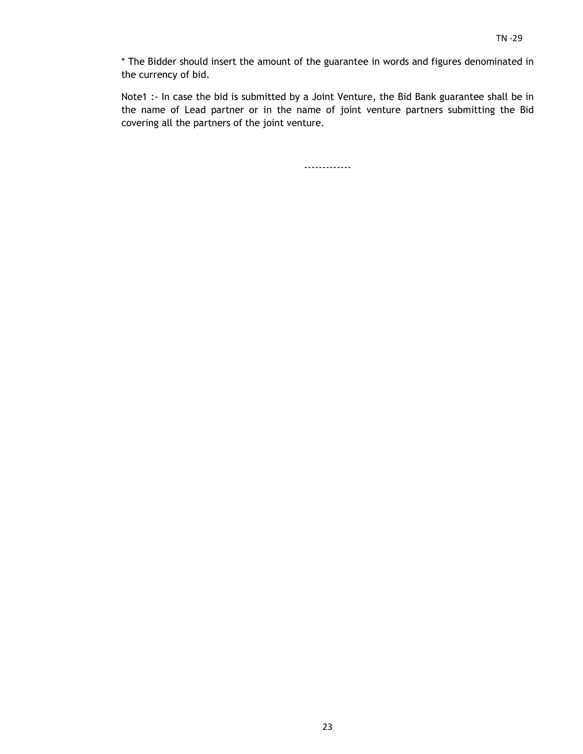* The Bidder should insert the amount of the guarantee in words and figures denominated in the currency of bid.

Note1 :- In case the bid is submitted by a Joint Venture, the Bid Bank guarantee shall be in the name of Lead partner or in the name of joint venture partners submitting the Bid covering all the partners of the joint venture.

-------------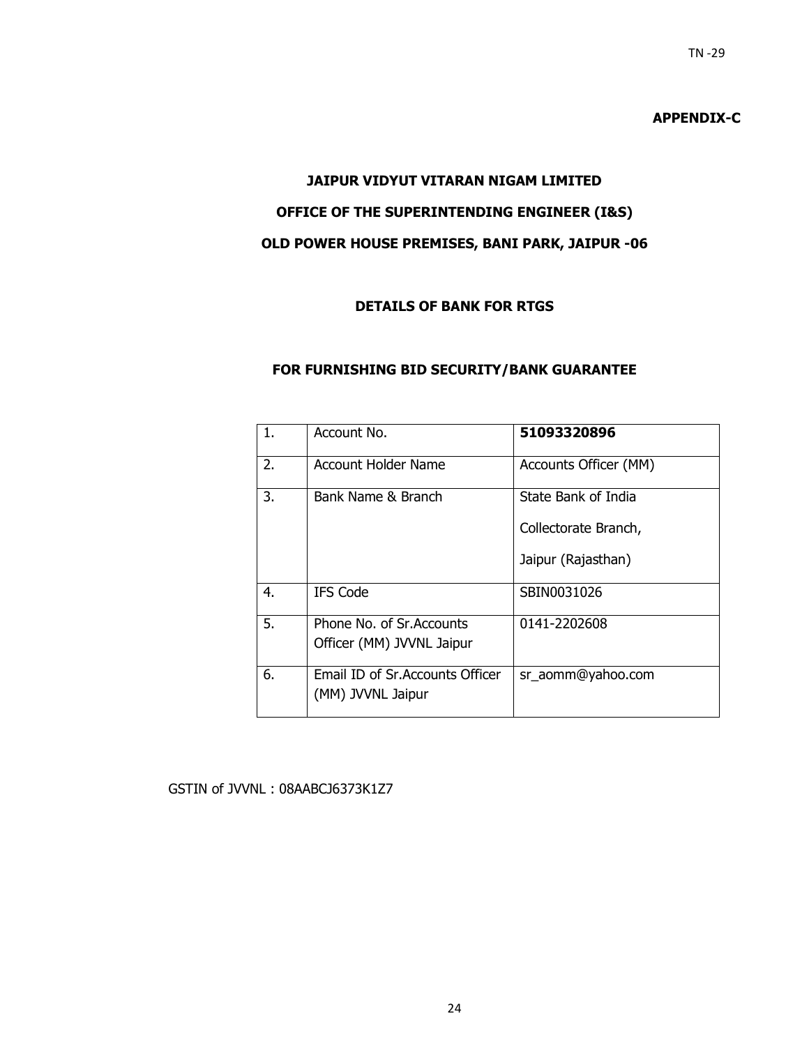**APPENDIX-C**

**JAIPUR VIDYUT VITARAN NIGAM LIMITED**

**OFFICE OF THE SUPERINTENDING ENGINEER (I&S)**

**OLD POWER HOUSE PREMISES, BANI PARK, JAIPUR -06**

**DETAILS OF BANK FOR RTGS**

**FOR FURNISHING BID SECURITY/BANK GUARANTEE**

| 1. | Account No. | **51093320896** |
|---|---|---|
| 2. | Account Holder Name | Accounts Officer (MM) |
| 3. | Bank Name & Branch | State Bank of India<br>Collectorate Branch,<br>Jaipur (Rajasthan) |
| 4. | IFS Code | SBIN0031026 |
| 5. | Phone No. of Sr.Accounts Officer (MM) JVVNL Jaipur | 0141-2202608 |
| 6. | Email ID of Sr.Accounts Officer (MM) JVVNL Jaipur | sr_aomm@yahoo.com |

GSTIN of JVVNL : 08AABCJ6373K1Z7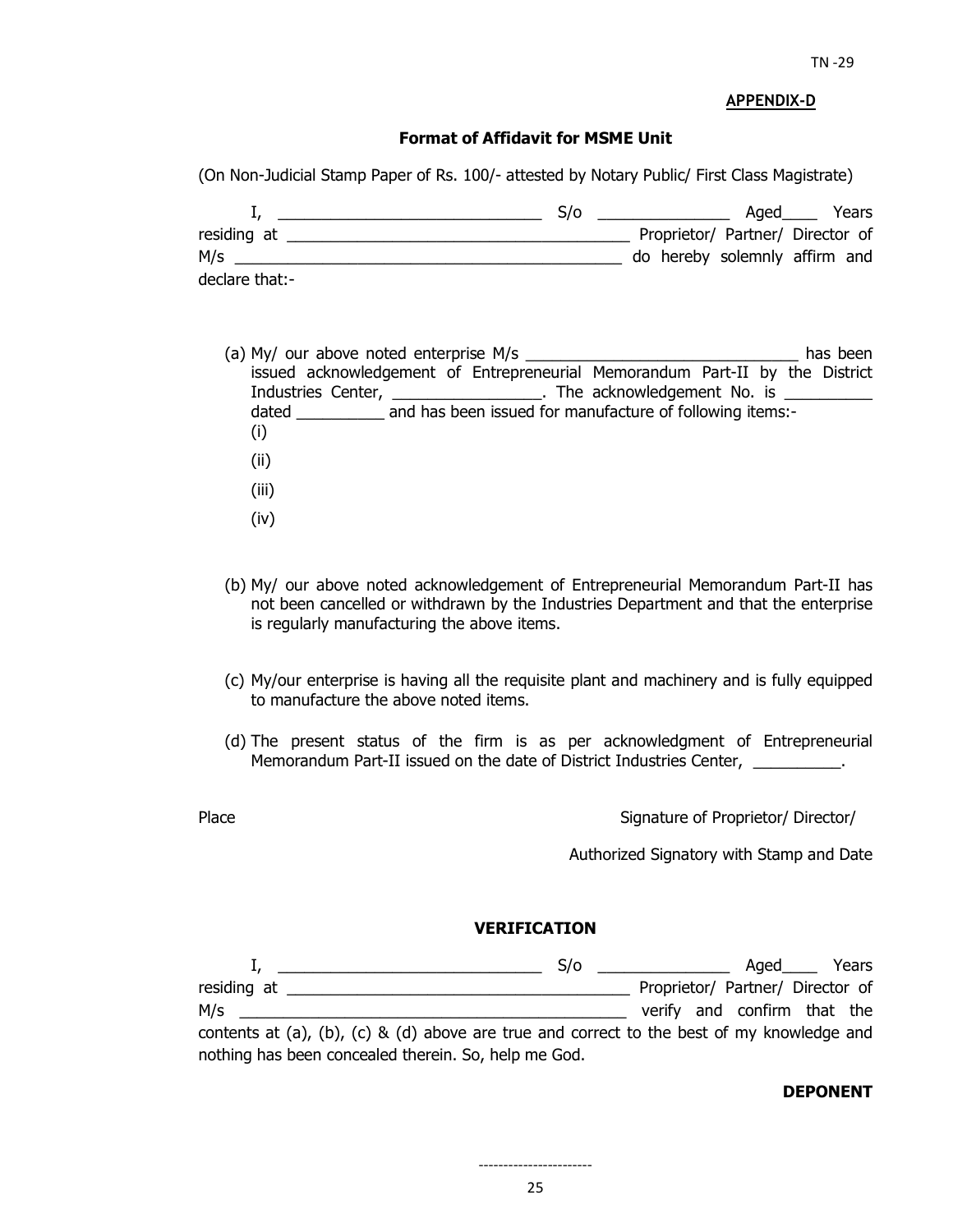TN -29

**APPENDIX-D**

## Format of Affidavit for MSME Unit

(On Non-Judicial Stamp Paper of Rs. 100/- attested by Notary Public/ First Class Magistrate)

I, ______________________________ S/o _______________ Aged____ Years residing at ________________________________________ Proprietor/ Partner/ Director of M/s ____________________________________________ do hereby solemnly affirm and declare that:-

(a) My/ our above noted enterprise M/s _______________________________ has been issued acknowledgement of Entrepreneurial Memorandum Part-II by the District Industries Center, _________________. The acknowledgement No. is __________ dated __________ and has been issued for manufacture of following items:-
   (i)
   (ii)
   (iii)
   (iv)

(b) My/ our above noted acknowledgement of Entrepreneurial Memorandum Part-II has not been cancelled or withdrawn by the Industries Department and that the enterprise is regularly manufacturing the above items.

(c) My/our enterprise is having all the requisite plant and machinery and is fully equipped to manufacture the above noted items.

(d) The present status of the firm is as per acknowledgment of Entrepreneurial Memorandum Part-II issued on the date of District Industries Center, __________.

Place

Signature of Proprietor/ Director/

Authorized Signatory with Stamp and Date

### VERIFICATION

I, ______________________________ S/o _______________ Aged____ Years residing at ________________________________________ Proprietor/ Partner/ Director of M/s __________________________________________ verify and confirm that the contents at (a), (b), (c) & (d) above are true and correct to the best of my knowledge and nothing has been concealed therein. So, help me God.

**DEPONENT**

-----------------------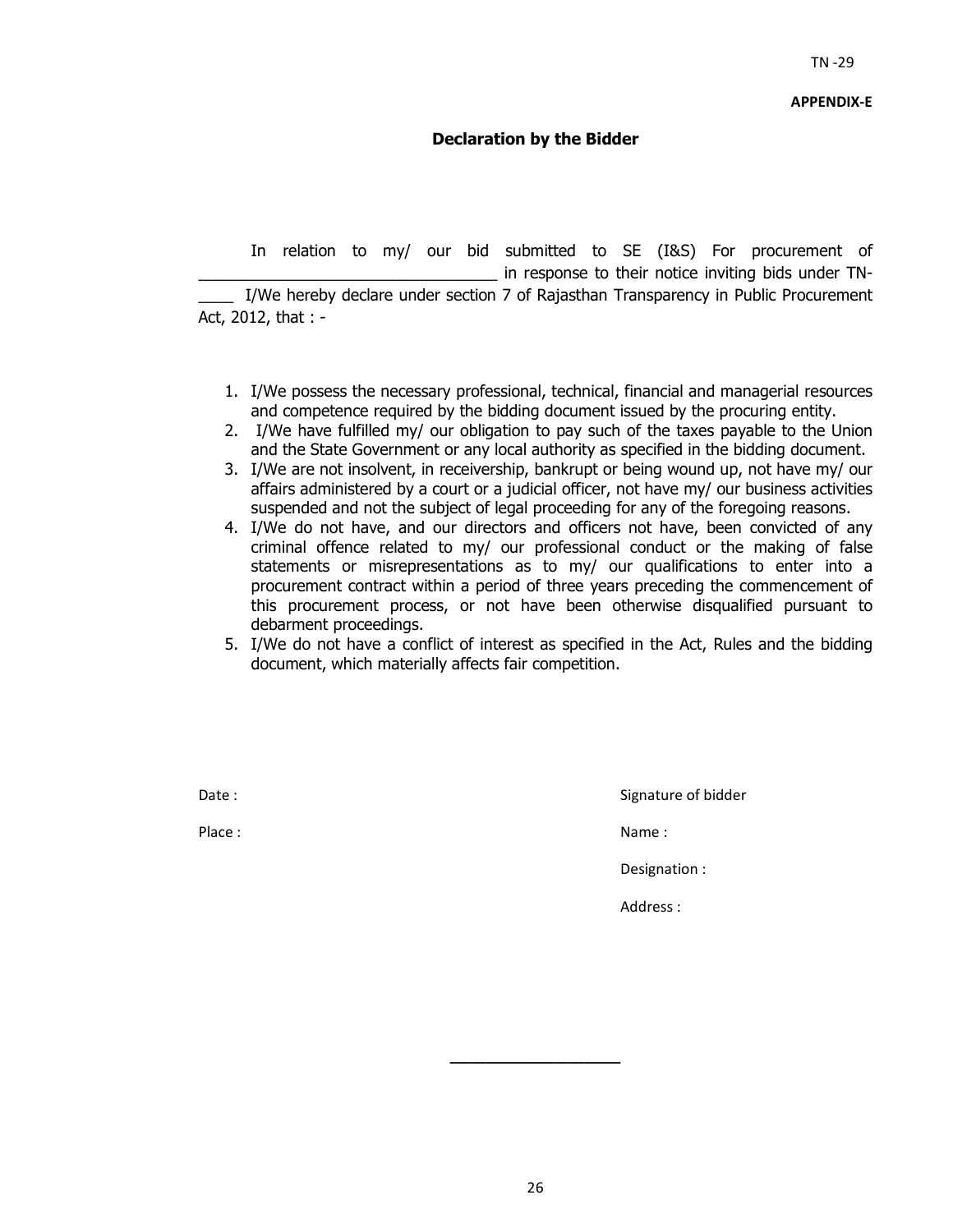TN -29

**APPENDIX-E**

## Declaration by the Bidder

In relation to my/ our bid submitted to SE (I&S) For procurement of ___________________________________ in response to their notice inviting bids under TN-____ I/We hereby declare under section 7 of Rajasthan Transparency in Public Procurement Act, 2012, that : -

1. I/We possess the necessary professional, technical, financial and managerial resources and competence required by the bidding document issued by the procuring entity.
2. I/We have fulfilled my/ our obligation to pay such of the taxes payable to the Union and the State Government or any local authority as specified in the bidding document.
3. I/We are not insolvent, in receivership, bankrupt or being wound up, not have my/ our affairs administered by a court or a judicial officer, not have my/ our business activities suspended and not the subject of legal proceeding for any of the foregoing reasons.
4. I/We do not have, and our directors and officers not have, been convicted of any criminal offence related to my/ our professional conduct or the making of false statements or misrepresentations as to my/ our qualifications to enter into a procurement contract within a period of three years preceding the commencement of this procurement process, or not have been otherwise disqualified pursuant to debarment proceedings.
5. I/We do not have a conflict of interest as specified in the Act, Rules and the bidding document, which materially affects fair competition.

Date :

Place :

Signature of bidder

Name :

Designation :

Address :

___________________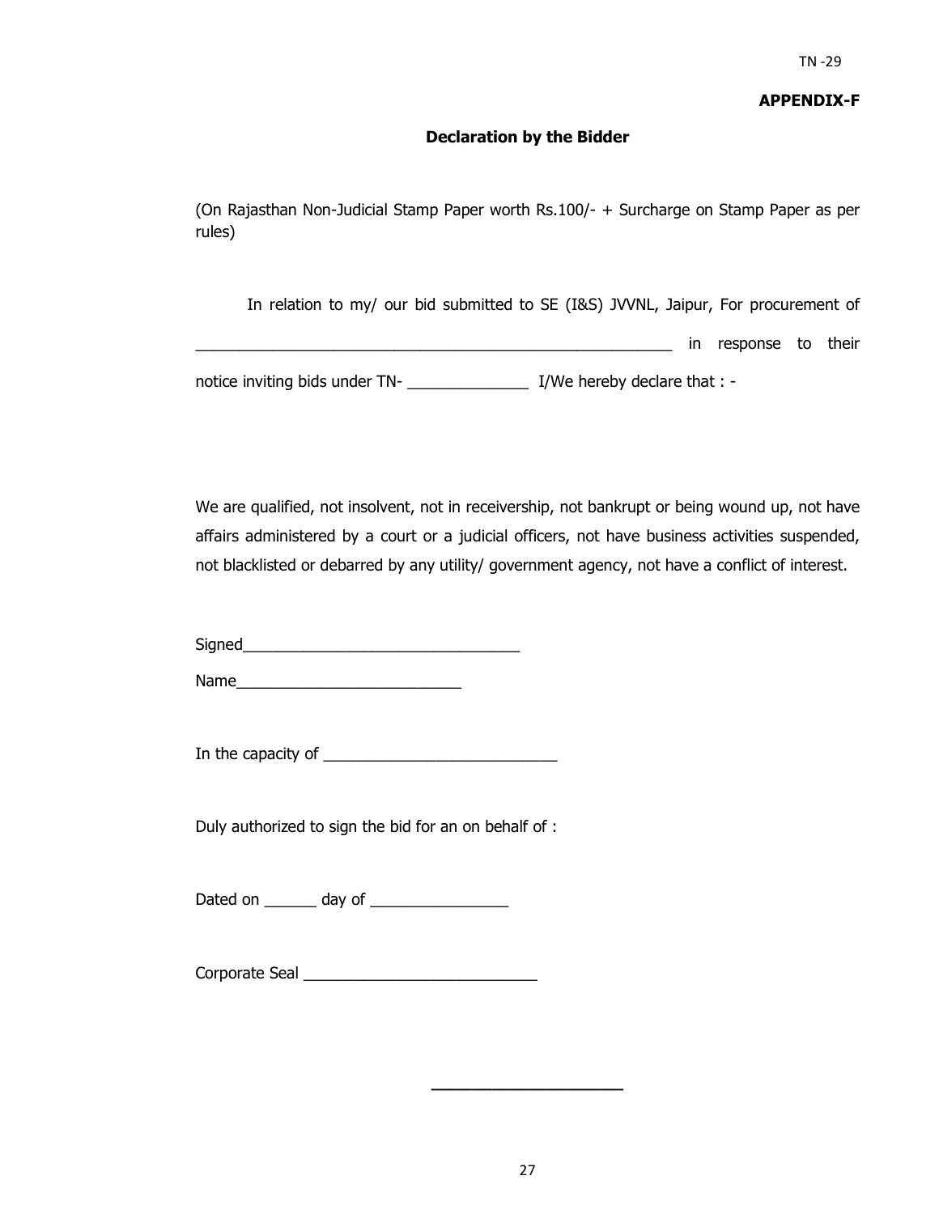TN -29

**APPENDIX-F**

**Declaration by the Bidder**

(On Rajasthan Non-Judicial Stamp Paper worth Rs.100/- + Surcharge on Stamp Paper as per rules)

In relation to my/ our bid submitted to SE (I&S) JVVNL, Jaipur, For procurement of _________________________________________________________ in response to their notice inviting bids under TN- ______________ I/We hereby declare that : -

We are qualified, not insolvent, not in receivership, not bankrupt or being wound up, not have affairs administered by a court or a judicial officers, not have business activities suspended, not blacklisted or debarred by any utility/ government agency, not have a conflict of interest.

Signed________________________________

Name__________________________

In the capacity of ___________________________

Duly authorized to sign the bid for an on behalf of :

Dated on ______ day of ________________

Corporate Seal ___________________________

______________________